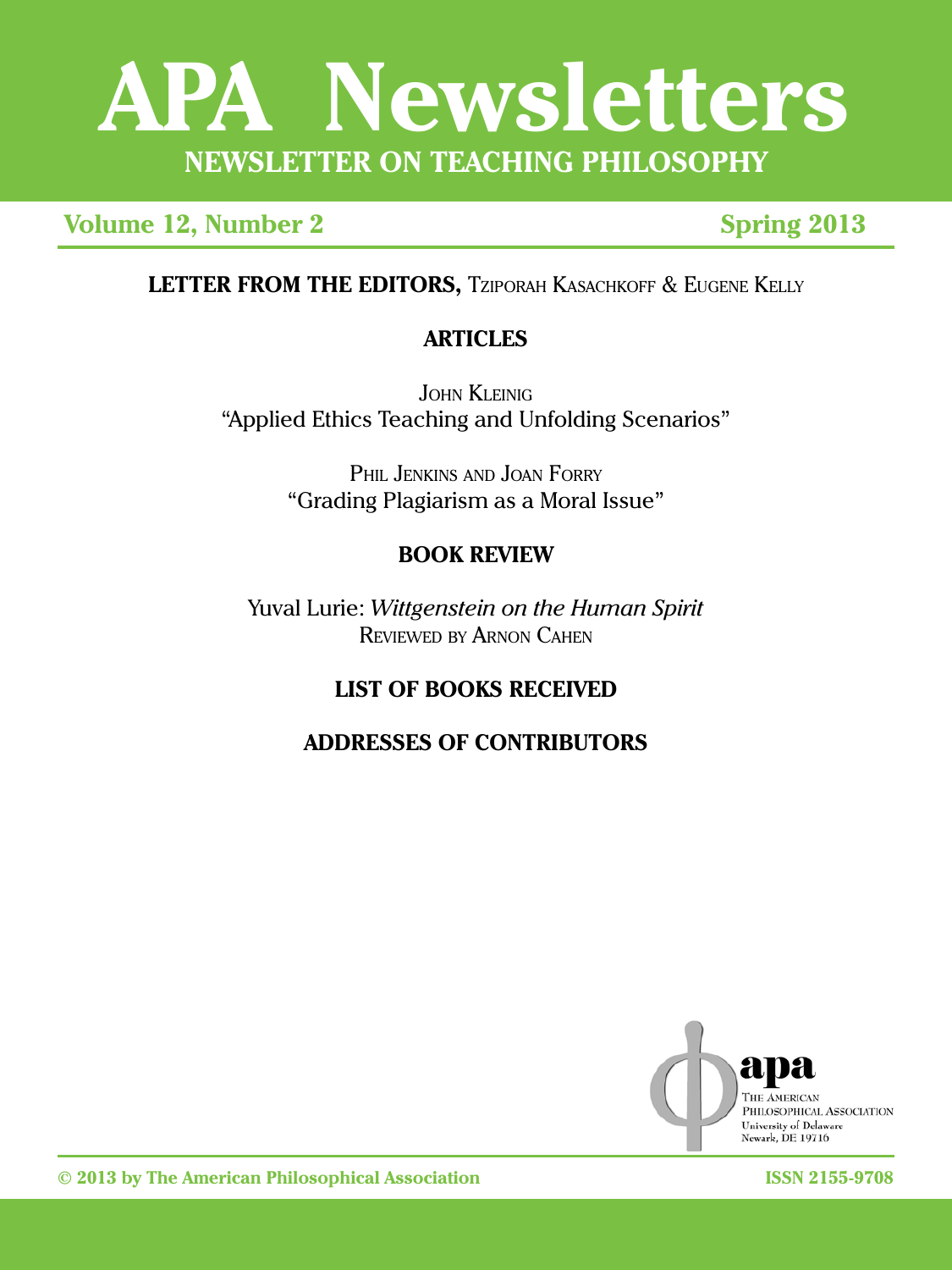# APA Newsletters

## NEWSLETTER ON TEACHING PHILOSOPHY

**Volume 12, Number 2** **Spring 2013**

**LETTER FROM THE EDITORS,** Tziporah Kasachkoff & Eugene Kelly

## ARTICLES

John Kleinig
"Applied Ethics Teaching and Unfolding Scenarios"

Phil Jenkins and Joan Forry
"Grading Plagiarism as a Moral Issue"

## BOOK REVIEW

Yuval Lurie: *Wittgenstein on the Human Spirit*
Reviewed by Arnon Cahen

## LIST OF BOOKS RECEIVED

## ADDRESSES OF CONTRIBUTORS

apa
The American Philosophical Association
University of Delaware
Newark, DE 19716

© 2013 by The American Philosophical Association

ISSN 2155-9708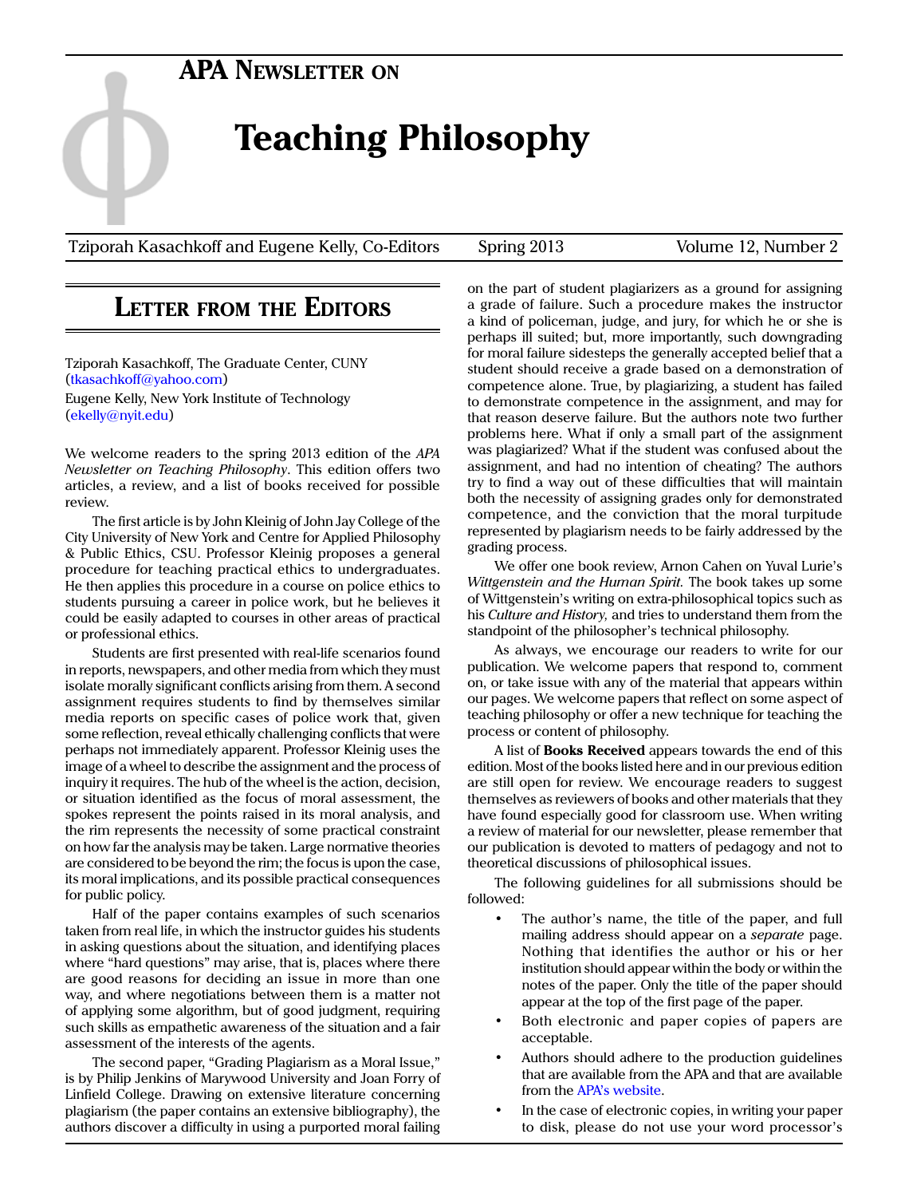# APA Newsletter on

# Teaching Philosophy

Tziporah Kasachkoff and Eugene Kelly, Co-Editors | Spring 2013 | Volume 12, Number 2

## Letter from the Editors

Tziporah Kasachkoff, The Graduate Center, CUNY
(tkasachkoff@yahoo.com)

Eugene Kelly, New York Institute of Technology
(ekelly@nyit.edu)

We welcome readers to the spring 2013 edition of the *APA Newsletter on Teaching Philosophy*. This edition offers two articles, a review, and a list of books received for possible review.

The first article is by John Kleinig of John Jay College of the City University of New York and Centre for Applied Philosophy & Public Ethics, CSU. Professor Kleinig proposes a general procedure for teaching practical ethics to undergraduates. He then applies this procedure in a course on police ethics to students pursuing a career in police work, but he believes it could be easily adapted to courses in other areas of practical or professional ethics.

Students are first presented with real-life scenarios found in reports, newspapers, and other media from which they must isolate morally significant conflicts arising from them. A second assignment requires students to find by themselves similar media reports on specific cases of police work that, given some reflection, reveal ethically challenging conflicts that were perhaps not immediately apparent. Professor Kleinig uses the image of a wheel to describe the assignment and the process of inquiry it requires. The hub of the wheel is the action, decision, or situation identified as the focus of moral assessment, the spokes represent the points raised in its moral analysis, and the rim represents the necessity of some practical constraint on how far the analysis may be taken. Large normative theories are considered to be beyond the rim; the focus is upon the case, its moral implications, and its possible practical consequences for public policy.

Half of the paper contains examples of such scenarios taken from real life, in which the instructor guides his students in asking questions about the situation, and identifying places where "hard questions" may arise, that is, places where there are good reasons for deciding an issue in more than one way, and where negotiations between them is a matter not of applying some algorithm, but of good judgment, requiring such skills as empathetic awareness of the situation and a fair assessment of the interests of the agents.

The second paper, "Grading Plagiarism as a Moral Issue," is by Philip Jenkins of Marywood University and Joan Forry of Linfield College. Drawing on extensive literature concerning plagiarism (the paper contains an extensive bibliography), the authors discover a difficulty in using a purported moral failing on the part of student plagiarizers as a ground for assigning a grade of failure. Such a procedure makes the instructor a kind of policeman, judge, and jury, for which he or she is perhaps ill suited; but, more importantly, such downgrading for moral failure sidesteps the generally accepted belief that a student should receive a grade based on a demonstration of competence alone. True, by plagiarizing, a student has failed to demonstrate competence in the assignment, and may for that reason deserve failure. But the authors note two further problems here. What if only a small part of the assignment was plagiarized? What if the student was confused about the assignment, and had no intention of cheating? The authors try to find a way out of these difficulties that will maintain both the necessity of assigning grades only for demonstrated competence, and the conviction that the moral turpitude represented by plagiarism needs to be fairly addressed by the grading process.

We offer one book review, Arnon Cahen on Yuval Lurie's *Wittgenstein and the Human Spirit.* The book takes up some of Wittgenstein's writing on extra-philosophical topics such as his *Culture and History,* and tries to understand them from the standpoint of the philosopher's technical philosophy.

As always, we encourage our readers to write for our publication. We welcome papers that respond to, comment on, or take issue with any of the material that appears within our pages. We welcome papers that reflect on some aspect of teaching philosophy or offer a new technique for teaching the process or content of philosophy.

A list of **Books Received** appears towards the end of this edition. Most of the books listed here and in our previous edition are still open for review. We encourage readers to suggest themselves as reviewers of books and other materials that they have found especially good for classroom use. When writing a review of material for our newsletter, please remember that our publication is devoted to matters of pedagogy and not to theoretical discussions of philosophical issues.

The following guidelines for all submissions should be followed:

- The author's name, the title of the paper, and full mailing address should appear on a *separate* page. Nothing that identifies the author or his or her institution should appear within the body or within the notes of the paper. Only the title of the paper should appear at the top of the first page of the paper.
- Both electronic and paper copies of papers are acceptable.
- Authors should adhere to the production guidelines that are available from the APA and that are available from the APA's website.
- In the case of electronic copies, in writing your paper to disk, please do not use your word processor's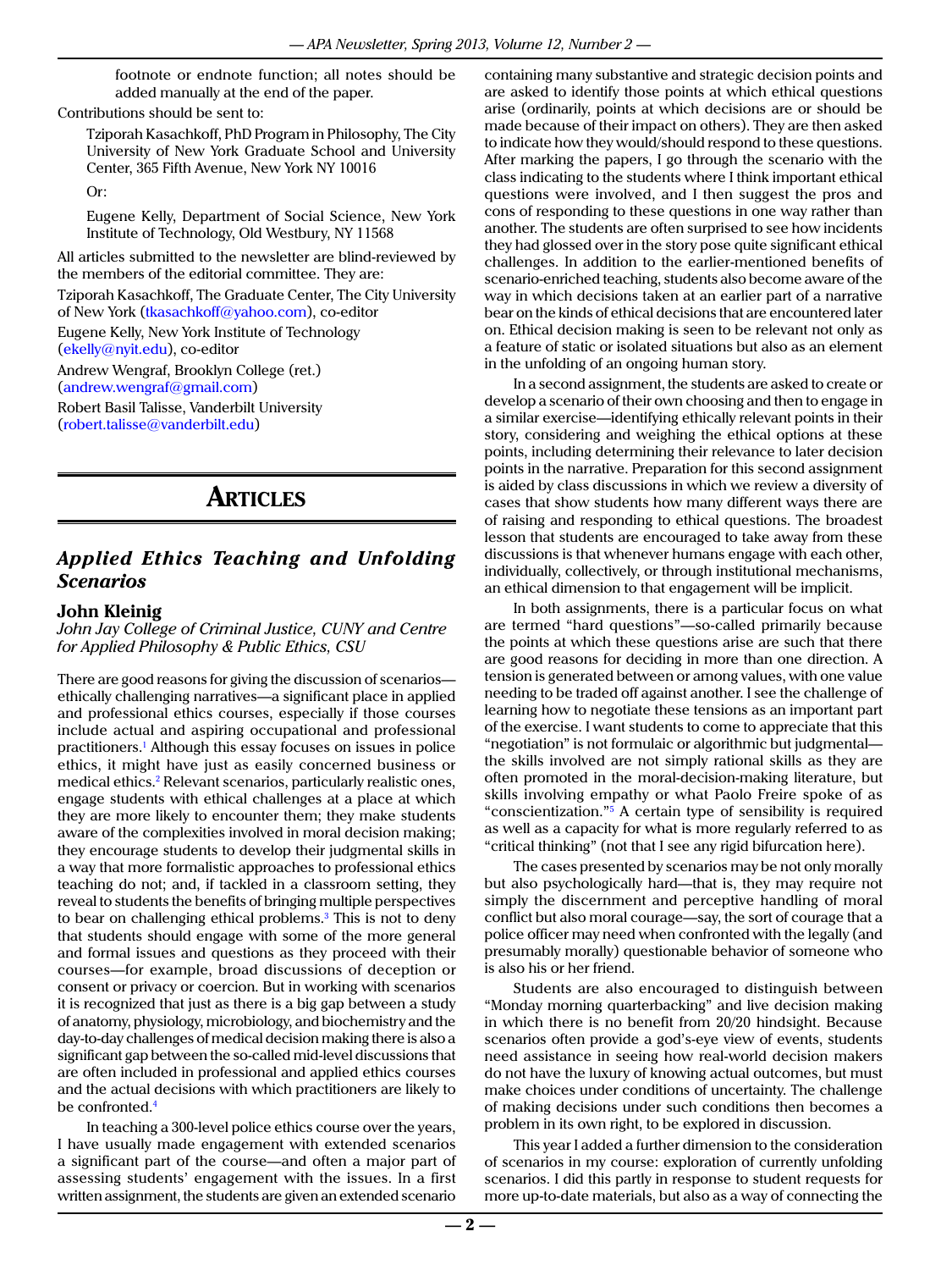footnote or endnote function; all notes should be added manually at the end of the paper.

Contributions should be sent to:

Tziporah Kasachkoff, PhD Program in Philosophy, The City University of New York Graduate School and University Center, 365 Fifth Avenue, New York NY 10016

Or:

Eugene Kelly, Department of Social Science, New York Institute of Technology, Old Westbury, NY 11568

All articles submitted to the newsletter are blind-reviewed by the members of the editorial committee. They are:

Tziporah Kasachkoff, The Graduate Center, The City University of New York (tkasachkoff@yahoo.com), co-editor

Eugene Kelly, New York Institute of Technology (ekelly@nyit.edu), co-editor

Andrew Wengraf, Brooklyn College (ret.) (andrew.wengraf@gmail.com)

Robert Basil Talisse, Vanderbilt University (robert.talisse@vanderbilt.edu)

# Articles

## *Applied Ethics Teaching and Unfolding Scenarios*

### John Kleinig

*John Jay College of Criminal Justice, CUNY and Centre for Applied Philosophy & Public Ethics, CSU*

There are good reasons for giving the discussion of scenarios—ethically challenging narratives—a significant place in applied and professional ethics courses, especially if those courses include actual and aspiring occupational and professional practitioners.[1] Although this essay focuses on issues in police ethics, it might have just as easily concerned business or medical ethics.[2] Relevant scenarios, particularly realistic ones, engage students with ethical challenges at a place at which they are more likely to encounter them; they make students aware of the complexities involved in moral decision making; they encourage students to develop their judgmental skills in a way that more formalistic approaches to professional ethics teaching do not; and, if tackled in a classroom setting, they reveal to students the benefits of bringing multiple perspectives to bear on challenging ethical problems.[3] This is not to deny that students should engage with some of the more general and formal issues and questions as they proceed with their courses—for example, broad discussions of deception or consent or privacy or coercion. But in working with scenarios it is recognized that just as there is a big gap between a study of anatomy, physiology, microbiology, and biochemistry and the day-to-day challenges of medical decision making there is also a significant gap between the so-called mid-level discussions that are often included in professional and applied ethics courses and the actual decisions with which practitioners are likely to be confronted.[4]

In teaching a 300-level police ethics course over the years, I have usually made engagement with extended scenarios a significant part of the course—and often a major part of assessing students' engagement with the issues. In a first written assignment, the students are given an extended scenario containing many substantive and strategic decision points and are asked to identify those points at which ethical questions arise (ordinarily, points at which decisions are or should be made because of their impact on others). They are then asked to indicate how they would/should respond to these questions. After marking the papers, I go through the scenario with the class indicating to the students where I think important ethical questions were involved, and I then suggest the pros and cons of responding to these questions in one way rather than another. The students are often surprised to see how incidents they had glossed over in the story pose quite significant ethical challenges. In addition to the earlier-mentioned benefits of scenario-enriched teaching, students also become aware of the way in which decisions taken at an earlier part of a narrative bear on the kinds of ethical decisions that are encountered later on. Ethical decision making is seen to be relevant not only as a feature of static or isolated situations but also as an element in the unfolding of an ongoing human story.

In a second assignment, the students are asked to create or develop a scenario of their own choosing and then to engage in a similar exercise—identifying ethically relevant points in their story, considering and weighing the ethical options at these points, including determining their relevance to later decision points in the narrative. Preparation for this second assignment is aided by class discussions in which we review a diversity of cases that show students how many different ways there are of raising and responding to ethical questions. The broadest lesson that students are encouraged to take away from these discussions is that whenever humans engage with each other, individually, collectively, or through institutional mechanisms, an ethical dimension to that engagement will be implicit.

In both assignments, there is a particular focus on what are termed "hard questions"—so-called primarily because the points at which these questions arise are such that there are good reasons for deciding in more than one direction. A tension is generated between or among values, with one value needing to be traded off against another. I see the challenge of learning how to negotiate these tensions as an important part of the exercise. I want students to come to appreciate that this "negotiation" is not formulaic or algorithmic but judgmental—the skills involved are not simply rational skills as they are often promoted in the moral-decision-making literature, but skills involving empathy or what Paolo Freire spoke of as "conscientization."[5] A certain type of sensibility is required as well as a capacity for what is more regularly referred to as "critical thinking" (not that I see any rigid bifurcation here).

The cases presented by scenarios may be not only morally but also psychologically hard—that is, they may require not simply the discernment and perceptive handling of moral conflict but also moral courage—say, the sort of courage that a police officer may need when confronted with the legally (and presumably morally) questionable behavior of someone who is also his or her friend.

Students are also encouraged to distinguish between "Monday morning quarterbacking" and live decision making in which there is no benefit from 20/20 hindsight. Because scenarios often provide a god's-eye view of events, students need assistance in seeing how real-world decision makers do not have the luxury of knowing actual outcomes, but must make choices under conditions of uncertainty. The challenge of making decisions under such conditions then becomes a problem in its own right, to be explored in discussion.

This year I added a further dimension to the consideration of scenarios in my course: exploration of currently unfolding scenarios. I did this partly in response to student requests for more up-to-date materials, but also as a way of connecting the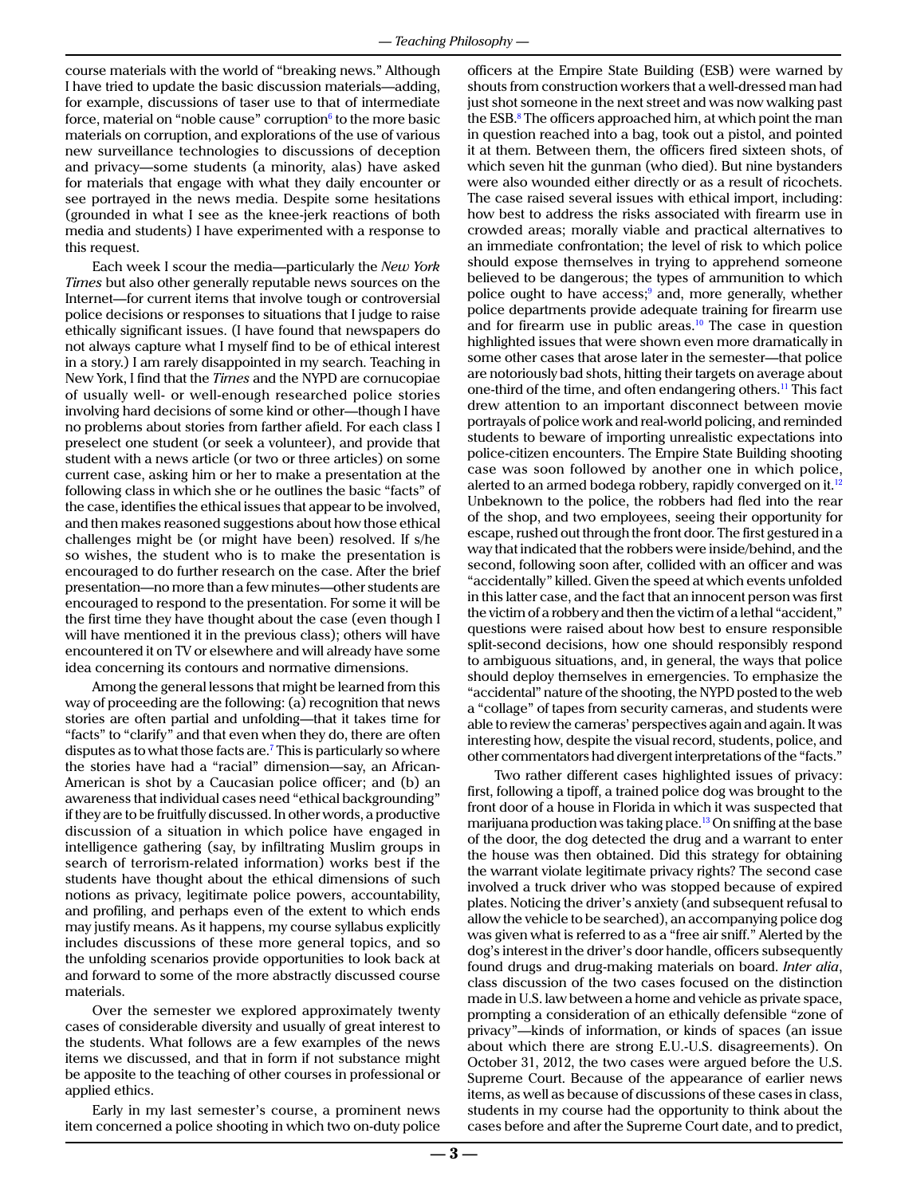course materials with the world of "breaking news." Although I have tried to update the basic discussion materials—adding, for example, discussions of taser use to that of intermediate force, material on "noble cause" corruption[6] to the more basic materials on corruption, and explorations of the use of various new surveillance technologies to discussions of deception and privacy—some students (a minority, alas) have asked for materials that engage with what they daily encounter or see portrayed in the news media. Despite some hesitations (grounded in what I see as the knee-jerk reactions of both media and students) I have experimented with a response to this request.

Each week I scour the media—particularly the *New York Times* but also other generally reputable news sources on the Internet—for current items that involve tough or controversial police decisions or responses to situations that I judge to raise ethically significant issues. (I have found that newspapers do not always capture what I myself find to be of ethical interest in a story.) I am rarely disappointed in my search. Teaching in New York, I find that the *Times* and the NYPD are cornucopiae of usually well- or well-enough researched police stories involving hard decisions of some kind or other—though I have no problems about stories from farther afield. For each class I preselect one student (or seek a volunteer), and provide that student with a news article (or two or three articles) on some current case, asking him or her to make a presentation at the following class in which she or he outlines the basic "facts" of the case, identifies the ethical issues that appear to be involved, and then makes reasoned suggestions about how those ethical challenges might be (or might have been) resolved. If s/he so wishes, the student who is to make the presentation is encouraged to do further research on the case. After the brief presentation—no more than a few minutes—other students are encouraged to respond to the presentation. For some it will be the first time they have thought about the case (even though I will have mentioned it in the previous class); others will have encountered it on TV or elsewhere and will already have some idea concerning its contours and normative dimensions.

Among the general lessons that might be learned from this way of proceeding are the following: (a) recognition that news stories are often partial and unfolding—that it takes time for "facts" to "clarify" and that even when they do, there are often disputes as to what those facts are.[7] This is particularly so where the stories have had a "racial" dimension—say, an African-American is shot by a Caucasian police officer; and (b) an awareness that individual cases need "ethical backgrounding" if they are to be fruitfully discussed. In other words, a productive discussion of a situation in which police have engaged in intelligence gathering (say, by infiltrating Muslim groups in search of terrorism-related information) works best if the students have thought about the ethical dimensions of such notions as privacy, legitimate police powers, accountability, and profiling, and perhaps even of the extent to which ends may justify means. As it happens, my course syllabus explicitly includes discussions of these more general topics, and so the unfolding scenarios provide opportunities to look back at and forward to some of the more abstractly discussed course materials.

Over the semester we explored approximately twenty cases of considerable diversity and usually of great interest to the students. What follows are a few examples of the news items we discussed, and that in form if not substance might be apposite to the teaching of other courses in professional or applied ethics.

Early in my last semester's course, a prominent news item concerned a police shooting in which two on-duty police officers at the Empire State Building (ESB) were warned by shouts from construction workers that a well-dressed man had just shot someone in the next street and was now walking past the ESB.[8] The officers approached him, at which point the man in question reached into a bag, took out a pistol, and pointed it at them. Between them, the officers fired sixteen shots, of which seven hit the gunman (who died). But nine bystanders were also wounded either directly or as a result of ricochets. The case raised several issues with ethical import, including: how best to address the risks associated with firearm use in crowded areas; morally viable and practical alternatives to an immediate confrontation; the level of risk to which police should expose themselves in trying to apprehend someone believed to be dangerous; the types of ammunition to which police ought to have access;[9] and, more generally, whether police departments provide adequate training for firearm use and for firearm use in public areas.[10] The case in question highlighted issues that were shown even more dramatically in some other cases that arose later in the semester—that police are notoriously bad shots, hitting their targets on average about one-third of the time, and often endangering others.[11] This fact drew attention to an important disconnect between movie portrayals of police work and real-world policing, and reminded students to beware of importing unrealistic expectations into police-citizen encounters. The Empire State Building shooting case was soon followed by another one in which police, alerted to an armed bodega robbery, rapidly converged on it.[12] Unbeknown to the police, the robbers had fled into the rear of the shop, and two employees, seeing their opportunity for escape, rushed out through the front door. The first gestured in a way that indicated that the robbers were inside/behind, and the second, following soon after, collided with an officer and was "accidentally" killed. Given the speed at which events unfolded in this latter case, and the fact that an innocent person was first the victim of a robbery and then the victim of a lethal "accident," questions were raised about how best to ensure responsible split-second decisions, how one should responsibly respond to ambiguous situations, and, in general, the ways that police should deploy themselves in emergencies. To emphasize the "accidental" nature of the shooting, the NYPD posted to the web a "collage" of tapes from security cameras, and students were able to review the cameras' perspectives again and again. It was interesting how, despite the visual record, students, police, and other commentators had divergent interpretations of the "facts."

Two rather different cases highlighted issues of privacy: first, following a tipoff, a trained police dog was brought to the front door of a house in Florida in which it was suspected that marijuana production was taking place.[13] On sniffing at the base of the door, the dog detected the drug and a warrant to enter the house was then obtained. Did this strategy for obtaining the warrant violate legitimate privacy rights? The second case involved a truck driver who was stopped because of expired plates. Noticing the driver's anxiety (and subsequent refusal to allow the vehicle to be searched), an accompanying police dog was given what is referred to as a "free air sniff." Alerted by the dog's interest in the driver's door handle, officers subsequently found drugs and drug-making materials on board. *Inter alia*, class discussion of the two cases focused on the distinction made in U.S. law between a home and vehicle as private space, prompting a consideration of an ethically defensible "zone of privacy"—kinds of information, or kinds of spaces (an issue about which there are strong E.U.-U.S. disagreements). On October 31, 2012, the two cases were argued before the U.S. Supreme Court. Because of the appearance of earlier news items, as well as because of discussions of these cases in class, students in my course had the opportunity to think about the cases before and after the Supreme Court date, and to predict,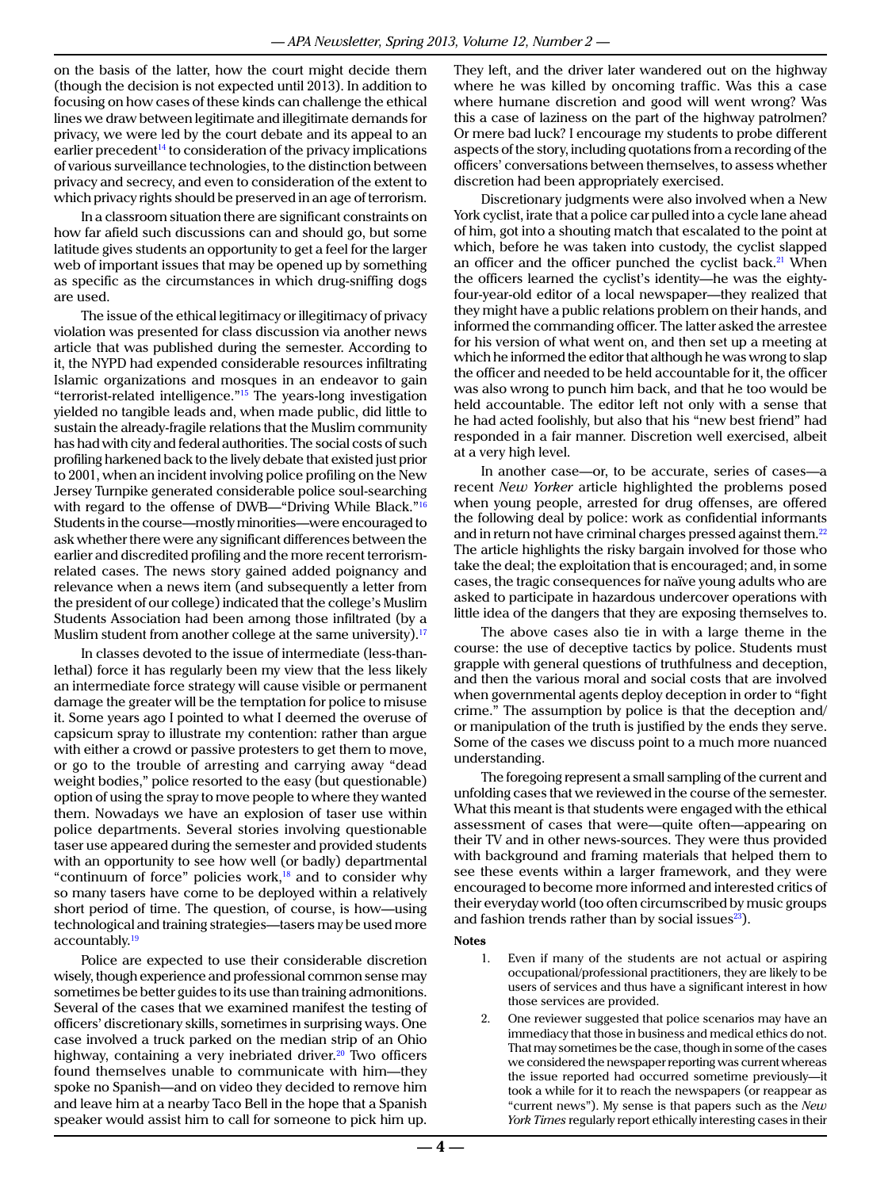on the basis of the latter, how the court might decide them (though the decision is not expected until 2013). In addition to focusing on how cases of these kinds can challenge the ethical lines we draw between legitimate and illegitimate demands for privacy, we were led by the court debate and its appeal to an earlier precedent[14] to consideration of the privacy implications of various surveillance technologies, to the distinction between privacy and secrecy, and even to consideration of the extent to which privacy rights should be preserved in an age of terrorism.

In a classroom situation there are significant constraints on how far afield such discussions can and should go, but some latitude gives students an opportunity to get a feel for the larger web of important issues that may be opened up by something as specific as the circumstances in which drug-sniffing dogs are used.

The issue of the ethical legitimacy or illegitimacy of privacy violation was presented for class discussion via another news article that was published during the semester. According to it, the NYPD had expended considerable resources infiltrating Islamic organizations and mosques in an endeavor to gain "terrorist-related intelligence."[15] The years-long investigation yielded no tangible leads and, when made public, did little to sustain the already-fragile relations that the Muslim community has had with city and federal authorities. The social costs of such profiling harkened back to the lively debate that existed just prior to 2001, when an incident involving police profiling on the New Jersey Turnpike generated considerable police soul-searching with regard to the offense of DWB—"Driving While Black."[16] Students in the course—mostly minorities—were encouraged to ask whether there were any significant differences between the earlier and discredited profiling and the more recent terrorism-related cases. The news story gained added poignancy and relevance when a news item (and subsequently a letter from the president of our college) indicated that the college's Muslim Students Association had been among those infiltrated (by a Muslim student from another college at the same university).[17]

In classes devoted to the issue of intermediate (less-than-lethal) force it has regularly been my view that the less likely an intermediate force strategy will cause visible or permanent damage the greater will be the temptation for police to misuse it. Some years ago I pointed to what I deemed the overuse of capsicum spray to illustrate my contention: rather than argue with either a crowd or passive protesters to get them to move, or go to the trouble of arresting and carrying away "dead weight bodies," police resorted to the easy (but questionable) option of using the spray to move people to where they wanted them. Nowadays we have an explosion of taser use within police departments. Several stories involving questionable taser use appeared during the semester and provided students with an opportunity to see how well (or badly) departmental "continuum of force" policies work,[18] and to consider why so many tasers have come to be deployed within a relatively short period of time. The question, of course, is how—using technological and training strategies—tasers may be used more accountably.[19]

Police are expected to use their considerable discretion wisely, though experience and professional common sense may sometimes be better guides to its use than training admonitions. Several of the cases that we examined manifest the testing of officers' discretionary skills, sometimes in surprising ways. One case involved a truck parked on the median strip of an Ohio highway, containing a very inebriated driver.[20] Two officers found themselves unable to communicate with him—they spoke no Spanish—and on video they decided to remove him and leave him at a nearby Taco Bell in the hope that a Spanish speaker would assist him to call for someone to pick him up. They left, and the driver later wandered out on the highway where he was killed by oncoming traffic. Was this a case where humane discretion and good will went wrong? Was this a case of laziness on the part of the highway patrolmen? Or mere bad luck? I encourage my students to probe different aspects of the story, including quotations from a recording of the officers' conversations between themselves, to assess whether discretion had been appropriately exercised.

Discretionary judgments were also involved when a New York cyclist, irate that a police car pulled into a cycle lane ahead of him, got into a shouting match that escalated to the point at which, before he was taken into custody, the cyclist slapped an officer and the officer punched the cyclist back.[21] When the officers learned the cyclist's identity—he was the eighty-four-year-old editor of a local newspaper—they realized that they might have a public relations problem on their hands, and informed the commanding officer. The latter asked the arrestee for his version of what went on, and then set up a meeting at which he informed the editor that although he was wrong to slap the officer and needed to be held accountable for it, the officer was also wrong to punch him back, and that he too would be held accountable. The editor left not only with a sense that he had acted foolishly, but also that his "new best friend" had responded in a fair manner. Discretion well exercised, albeit at a very high level.

In another case—or, to be accurate, series of cases—a recent *New Yorker* article highlighted the problems posed when young people, arrested for drug offenses, are offered the following deal by police: work as confidential informants and in return not have criminal charges pressed against them.[22] The article highlights the risky bargain involved for those who take the deal; the exploitation that is encouraged; and, in some cases, the tragic consequences for naïve young adults who are asked to participate in hazardous undercover operations with little idea of the dangers that they are exposing themselves to.

The above cases also tie in with a large theme in the course: the use of deceptive tactics by police. Students must grapple with general questions of truthfulness and deception, and then the various moral and social costs that are involved when governmental agents deploy deception in order to "fight crime." The assumption by police is that the deception and/or manipulation of the truth is justified by the ends they serve. Some of the cases we discuss point to a much more nuanced understanding.

The foregoing represent a small sampling of the current and unfolding cases that we reviewed in the course of the semester. What this meant is that students were engaged with the ethical assessment of cases that were—quite often—appearing on their TV and in other news-sources. They were thus provided with background and framing materials that helped them to see these events within a larger framework, and they were encouraged to become more informed and interested critics of their everyday world (too often circumscribed by music groups and fashion trends rather than by social issues[23]).

**Notes**

1. Even if many of the students are not actual or aspiring occupational/professional practitioners, they are likely to be users of services and thus have a significant interest in how those services are provided.
2. One reviewer suggested that police scenarios may have an immediacy that those in business and medical ethics do not. That may sometimes be the case, though in some of the cases we considered the newspaper reporting was current whereas the issue reported had occurred sometime previously—it took a while for it to reach the newspapers (or reappear as "current news"). My sense is that papers such as the *New York Times* regularly report ethically interesting cases in their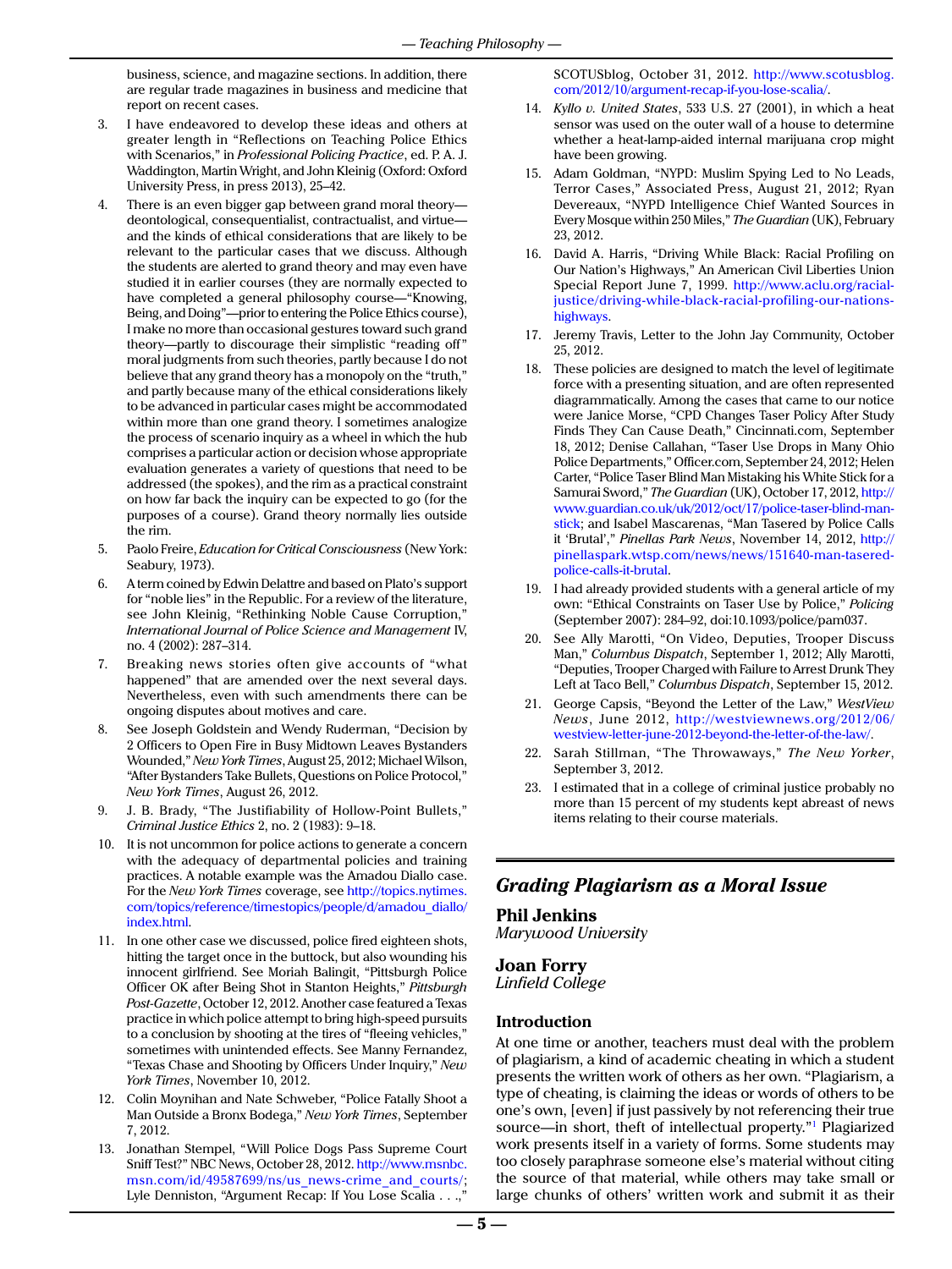business, science, and magazine sections. In addition, there are regular trade magazines in business and medicine that report on recent cases.

3. I have endeavored to develop these ideas and others at greater length in "Reflections on Teaching Police Ethics with Scenarios," in *Professional Policing Practice*, ed. P. A. J. Waddington, Martin Wright, and John Kleinig (Oxford: Oxford University Press, in press 2013), 25–42.

4. There is an even bigger gap between grand moral theory—deontological, consequentialist, contractualist, and virtue—and the kinds of ethical considerations that are likely to be relevant to the particular cases that we discuss. Although the students are alerted to grand theory and may even have studied it in earlier courses (they are normally expected to have completed a general philosophy course—"Knowing, Being, and Doing"—prior to entering the Police Ethics course), I make no more than occasional gestures toward such grand theory—partly to discourage their simplistic "reading off" moral judgments from such theories, partly because I do not believe that any grand theory has a monopoly on the "truth," and partly because many of the ethical considerations likely to be advanced in particular cases might be accommodated within more than one grand theory. I sometimes analogize the process of scenario inquiry as a wheel in which the hub comprises a particular action or decision whose appropriate evaluation generates a variety of questions that need to be addressed (the spokes), and the rim as a practical constraint on how far back the inquiry can be expected to go (for the purposes of a course). Grand theory normally lies outside the rim.

5. Paolo Freire, *Education for Critical Consciousness* (New York: Seabury, 1973).

6. A term coined by Edwin Delattre and based on Plato's support for "noble lies" in the Republic. For a review of the literature, see John Kleinig, "Rethinking Noble Cause Corruption," *International Journal of Police Science and Management* IV, no. 4 (2002): 287–314.

7. Breaking news stories often give accounts of "what happened" that are amended over the next several days. Nevertheless, even with such amendments there can be ongoing disputes about motives and care.

8. See Joseph Goldstein and Wendy Ruderman, "Decision by 2 Officers to Open Fire in Busy Midtown Leaves Bystanders Wounded," *New York Times*, August 25, 2012; Michael Wilson, "After Bystanders Take Bullets, Questions on Police Protocol," *New York Times*, August 26, 2012.

9. J. B. Brady, "The Justifiability of Hollow-Point Bullets," *Criminal Justice Ethics* 2, no. 2 (1983): 9–18.

10. It is not uncommon for police actions to generate a concern with the adequacy of departmental policies and training practices. A notable example was the Amadou Diallo case. For the *New York Times* coverage, see http://topics.nytimes.com/topics/reference/timestopics/people/d/amadou_diallo/index.html.

11. In one other case we discussed, police fired eighteen shots, hitting the target once in the buttock, but also wounding his innocent girlfriend. See Moriah Balingit, "Pittsburgh Police Officer OK after Being Shot in Stanton Heights," *Pittsburgh Post-Gazette*, October 12, 2012. Another case featured a Texas practice in which police attempt to bring high-speed pursuits to a conclusion by shooting at the tires of "fleeing vehicles," sometimes with unintended effects. See Manny Fernandez, "Texas Chase and Shooting by Officers Under Inquiry," *New York Times*, November 10, 2012.

12. Colin Moynihan and Nate Schweber, "Police Fatally Shoot a Man Outside a Bronx Bodega," *New York Times*, September 7, 2012.

13. Jonathan Stempel, "Will Police Dogs Pass Supreme Court Sniff Test?" NBC News, October 28, 2012. http://www.msnbc.msn.com/id/49587699/ns/us_news-crime_and_courts/; Lyle Denniston, "Argument Recap: If You Lose Scalia . . .," SCOTUSblog, October 31, 2012. http://www.scotusblog.com/2012/10/argument-recap-if-you-lose-scalia/.

14. *Kyllo v. United States*, 533 U.S. 27 (2001), in which a heat sensor was used on the outer wall of a house to determine whether a heat-lamp-aided internal marijuana crop might have been growing.

15. Adam Goldman, "NYPD: Muslim Spying Led to No Leads, Terror Cases," Associated Press, August 21, 2012; Ryan Devereaux, "NYPD Intelligence Chief Wanted Sources in Every Mosque within 250 Miles," *The Guardian* (UK), February 23, 2012.

16. David A. Harris, "Driving While Black: Racial Profiling on Our Nation's Highways," An American Civil Liberties Union Special Report June 7, 1999. http://www.aclu.org/racial-justice/driving-while-black-racial-profiling-our-nations-highways.

17. Jeremy Travis, Letter to the John Jay Community, October 25, 2012.

18. These policies are designed to match the level of legitimate force with a presenting situation, and are often represented diagrammatically. Among the cases that came to our notice were Janice Morse, "CPD Changes Taser Policy After Study Finds They Can Cause Death," Cincinnati.com, September 18, 2012; Denise Callahan, "Taser Use Drops in Many Ohio Police Departments," Officer.com, September 24, 2012; Helen Carter, "Police Taser Blind Man Mistaking his White Stick for a Samurai Sword," *The Guardian* (UK), October 17, 2012, http://www.guardian.co.uk/uk/2012/oct/17/police-taser-blind-man-stick; and Isabel Mascarenas, "Man Tasered by Police Calls it 'Brutal'," *Pinellas Park News*, November 14, 2012, http://pinellaspark.wtsp.com/news/news/151640-man-tasered-police-calls-it-brutal.

19. I had already provided students with a general article of my own: "Ethical Constraints on Taser Use by Police," *Policing* (September 2007): 284–92, doi:10.1093/police/pam037.

20. See Ally Marotti, "On Video, Deputies, Trooper Discuss Man," *Columbus Dispatch*, September 1, 2012; Ally Marotti, "Deputies, Trooper Charged with Failure to Arrest Drunk They Left at Taco Bell," *Columbus Dispatch*, September 15, 2012.

21. George Capsis, "Beyond the Letter of the Law," *WestView News*, June 2012, http://westviewnews.org/2012/06/westview-letter-june-2012-beyond-the-letter-of-the-law/.

22. Sarah Stillman, "The Throwaways," *The New Yorker*, September 3, 2012.

23. I estimated that in a college of criminal justice probably no more than 15 percent of my students kept abreast of news items relating to their course materials.

## *Grading Plagiarism as a Moral Issue*

**Phil Jenkins**
*Marywood University*

**Joan Forry**
*Linfield College*

### Introduction

At one time or another, teachers must deal with the problem of plagiarism, a kind of academic cheating in which a student presents the written work of others as her own. "Plagiarism, a type of cheating, is claiming the ideas or words of others to be one's own, [even] if just passively by not referencing their true source—in short, theft of intellectual property."[1] Plagiarized work presents itself in a variety of forms. Some students may too closely paraphrase someone else's material without citing the source of that material, while others may take small or large chunks of others' written work and submit it as their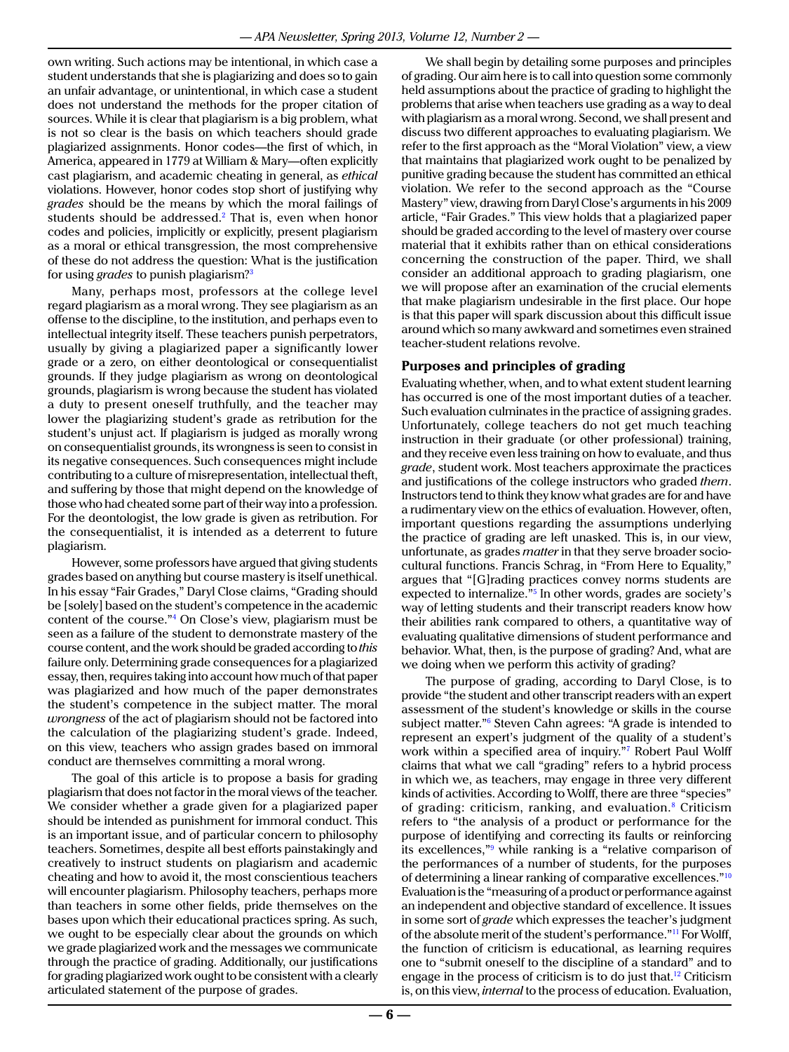own writing. Such actions may be intentional, in which case a student understands that she is plagiarizing and does so to gain an unfair advantage, or unintentional, in which case a student does not understand the methods for the proper citation of sources. While it is clear that plagiarism is a big problem, what is not so clear is the basis on which teachers should grade plagiarized assignments. Honor codes—the first of which, in America, appeared in 1779 at William & Mary—often explicitly cast plagiarism, and academic cheating in general, as *ethical* violations. However, honor codes stop short of justifying why *grades* should be the means by which the moral failings of students should be addressed.[2] That is, even when honor codes and policies, implicitly or explicitly, present plagiarism as a moral or ethical transgression, the most comprehensive of these do not address the question: What is the justification for using *grades* to punish plagiarism?[3]

Many, perhaps most, professors at the college level regard plagiarism as a moral wrong. They see plagiarism as an offense to the discipline, to the institution, and perhaps even to intellectual integrity itself. These teachers punish perpetrators, usually by giving a plagiarized paper a significantly lower grade or a zero, on either deontological or consequentialist grounds. If they judge plagiarism as wrong on deontological grounds, plagiarism is wrong because the student has violated a duty to present oneself truthfully, and the teacher may lower the plagiarizing student's grade as retribution for the student's unjust act. If plagiarism is judged as morally wrong on consequentialist grounds, its wrongness is seen to consist in its negative consequences. Such consequences might include contributing to a culture of misrepresentation, intellectual theft, and suffering by those that might depend on the knowledge of those who had cheated some part of their way into a profession. For the deontologist, the low grade is given as retribution. For the consequentialist, it is intended as a deterrent to future plagiarism.

However, some professors have argued that giving students grades based on anything but course mastery is itself unethical. In his essay "Fair Grades," Daryl Close claims, "Grading should be [solely] based on the student's competence in the academic content of the course."[4] On Close's view, plagiarism must be seen as a failure of the student to demonstrate mastery of the course content, and the work should be graded according to *this* failure only. Determining grade consequences for a plagiarized essay, then, requires taking into account how much of that paper was plagiarized and how much of the paper demonstrates the student's competence in the subject matter. The moral *wrongness* of the act of plagiarism should not be factored into the calculation of the plagiarizing student's grade. Indeed, on this view, teachers who assign grades based on immoral conduct are themselves committing a moral wrong.

The goal of this article is to propose a basis for grading plagiarism that does not factor in the moral views of the teacher. We consider whether a grade given for a plagiarized paper should be intended as punishment for immoral conduct. This is an important issue, and of particular concern to philosophy teachers. Sometimes, despite all best efforts painstakingly and creatively to instruct students on plagiarism and academic cheating and how to avoid it, the most conscientious teachers will encounter plagiarism. Philosophy teachers, perhaps more than teachers in some other fields, pride themselves on the bases upon which their educational practices spring. As such, we ought to be especially clear about the grounds on which we grade plagiarized work and the messages we communicate through the practice of grading. Additionally, our justifications for grading plagiarized work ought to be consistent with a clearly articulated statement of the purpose of grades.

We shall begin by detailing some purposes and principles of grading. Our aim here is to call into question some commonly held assumptions about the practice of grading to highlight the problems that arise when teachers use grading as a way to deal with plagiarism as a moral wrong. Second, we shall present and discuss two different approaches to evaluating plagiarism. We refer to the first approach as the "Moral Violation" view, a view that maintains that plagiarized work ought to be penalized by punitive grading because the student has committed an ethical violation. We refer to the second approach as the "Course Mastery" view, drawing from Daryl Close's arguments in his 2009 article, "Fair Grades." This view holds that a plagiarized paper should be graded according to the level of mastery over course material that it exhibits rather than on ethical considerations concerning the construction of the paper. Third, we shall consider an additional approach to grading plagiarism, one we will propose after an examination of the crucial elements that make plagiarism undesirable in the first place. Our hope is that this paper will spark discussion about this difficult issue around which so many awkward and sometimes even strained teacher-student relations revolve.

### Purposes and principles of grading

Evaluating whether, when, and to what extent student learning has occurred is one of the most important duties of a teacher. Such evaluation culminates in the practice of assigning grades. Unfortunately, college teachers do not get much teaching instruction in their graduate (or other professional) training, and they receive even less training on how to evaluate, and thus *grade*, student work. Most teachers approximate the practices and justifications of the college instructors who graded *them*. Instructors tend to think they know what grades are for and have a rudimentary view on the ethics of evaluation. However, often, important questions regarding the assumptions underlying the practice of grading are left unasked. This is, in our view, unfortunate, as grades *matter* in that they serve broader socio-cultural functions. Francis Schrag, in "From Here to Equality," argues that "[G]rading practices convey norms students are expected to internalize."[5] In other words, grades are society's way of letting students and their transcript readers know how their abilities rank compared to others, a quantitative way of evaluating qualitative dimensions of student performance and behavior. What, then, is the purpose of grading? And, what are we doing when we perform this activity of grading?

The purpose of grading, according to Daryl Close, is to provide "the student and other transcript readers with an expert assessment of the student's knowledge or skills in the course subject matter."[6] Steven Cahn agrees: "A grade is intended to represent an expert's judgment of the quality of a student's work within a specified area of inquiry."[7] Robert Paul Wolff claims that what we call "grading" refers to a hybrid process in which we, as teachers, may engage in three very different kinds of activities. According to Wolff, there are three "species" of grading: criticism, ranking, and evaluation.[8] Criticism refers to "the analysis of a product or performance for the purpose of identifying and correcting its faults or reinforcing its excellences,"[9] while ranking is a "relative comparison of the performances of a number of students, for the purposes of determining a linear ranking of comparative excellences."[10] Evaluation is the "measuring of a product or performance against an independent and objective standard of excellence. It issues in some sort of *grade* which expresses the teacher's judgment of the absolute merit of the student's performance."[11] For Wolff, the function of criticism is educational, as learning requires one to "submit oneself to the discipline of a standard" and to engage in the process of criticism is to do just that.[12] Criticism is, on this view, *internal* to the process of education. Evaluation,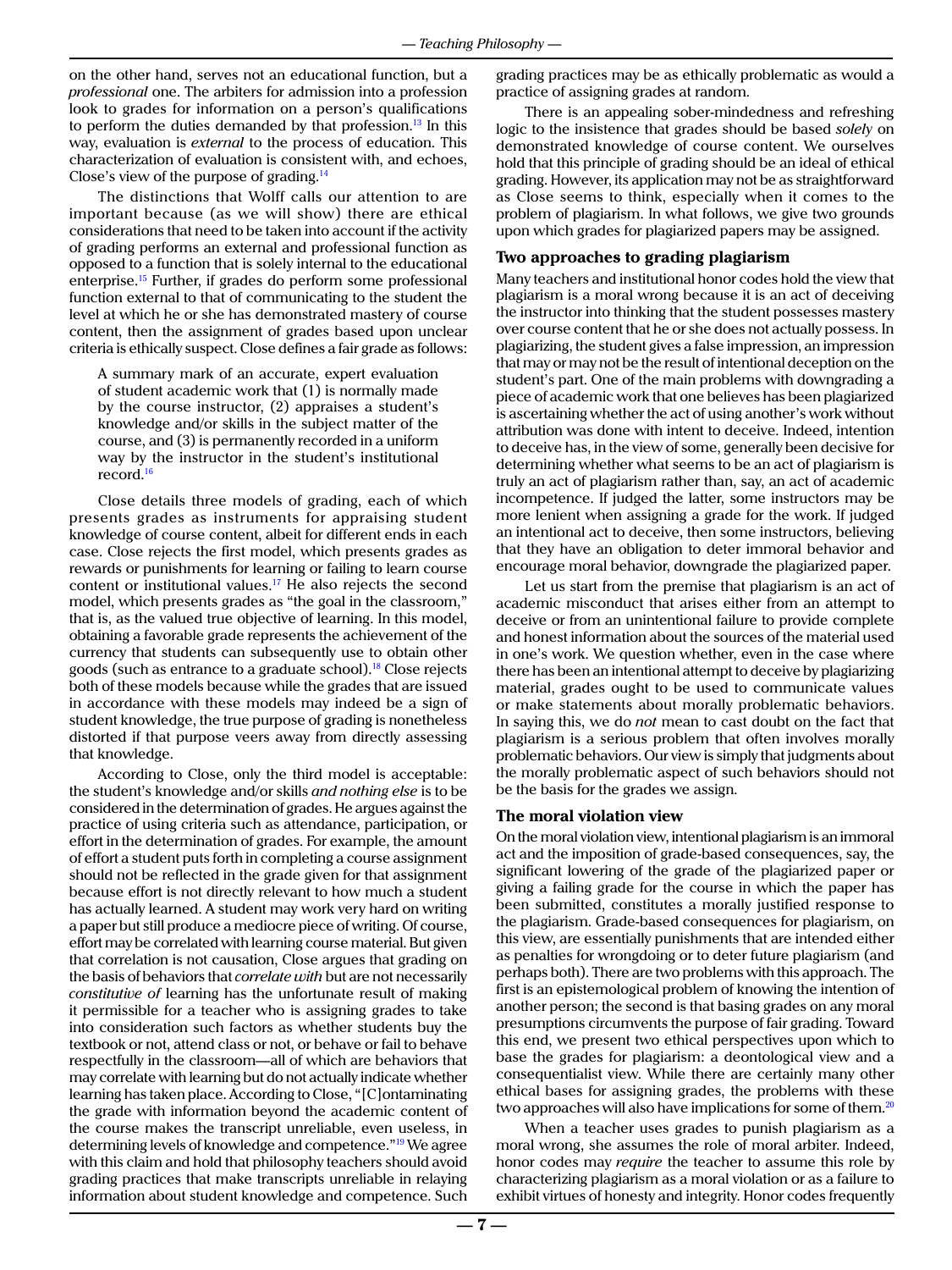on the other hand, serves not an educational function, but a *professional* one. The arbiters for admission into a profession look to grades for information on a person's qualifications to perform the duties demanded by that profession.[13] In this way, evaluation is *external* to the process of education. This characterization of evaluation is consistent with, and echoes, Close's view of the purpose of grading.[14]

The distinctions that Wolff calls our attention to are important because (as we will show) there are ethical considerations that need to be taken into account if the activity of grading performs an external and professional function as opposed to a function that is solely internal to the educational enterprise.[15] Further, if grades do perform some professional function external to that of communicating to the student the level at which he or she has demonstrated mastery of course content, then the assignment of grades based upon unclear criteria is ethically suspect. Close defines a fair grade as follows:

> A summary mark of an accurate, expert evaluation of student academic work that (1) is normally made by the course instructor, (2) appraises a student's knowledge and/or skills in the subject matter of the course, and (3) is permanently recorded in a uniform way by the instructor in the student's institutional record.[16]

Close details three models of grading, each of which presents grades as instruments for appraising student knowledge of course content, albeit for different ends in each case. Close rejects the first model, which presents grades as rewards or punishments for learning or failing to learn course content or institutional values.[17] He also rejects the second model, which presents grades as "the goal in the classroom," that is, as the valued true objective of learning. In this model, obtaining a favorable grade represents the achievement of the currency that students can subsequently use to obtain other goods (such as entrance to a graduate school).[18] Close rejects both of these models because while the grades that are issued in accordance with these models may indeed be a sign of student knowledge, the true purpose of grading is nonetheless distorted if that purpose veers away from directly assessing that knowledge.

According to Close, only the third model is acceptable: the student's knowledge and/or skills *and nothing else* is to be considered in the determination of grades. He argues against the practice of using criteria such as attendance, participation, or effort in the determination of grades. For example, the amount of effort a student puts forth in completing a course assignment should not be reflected in the grade given for that assignment because effort is not directly relevant to how much a student has actually learned. A student may work very hard on writing a paper but still produce a mediocre piece of writing. Of course, effort may be correlated with learning course material. But given that correlation is not causation, Close argues that grading on the basis of behaviors that *correlate with* but are not necessarily *constitutive of* learning has the unfortunate result of making it permissible for a teacher who is assigning grades to take into consideration such factors as whether students buy the textbook or not, attend class or not, or behave or fail to behave respectfully in the classroom—all of which are behaviors that may correlate with learning but do not actually indicate whether learning has taken place. According to Close, "[C]ontaminating the grade with information beyond the academic content of the course makes the transcript unreliable, even useless, in determining levels of knowledge and competence."[19] We agree with this claim and hold that philosophy teachers should avoid grading practices that make transcripts unreliable in relaying information about student knowledge and competence. Such grading practices may be as ethically problematic as would a practice of assigning grades at random.

There is an appealing sober-mindedness and refreshing logic to the insistence that grades should be based *solely* on demonstrated knowledge of course content. We ourselves hold that this principle of grading should be an ideal of ethical grading. However, its application may not be as straightforward as Close seems to think, especially when it comes to the problem of plagiarism. In what follows, we give two grounds upon which grades for plagiarized papers may be assigned.

## Two approaches to grading plagiarism

Many teachers and institutional honor codes hold the view that plagiarism is a moral wrong because it is an act of deceiving the instructor into thinking that the student possesses mastery over course content that he or she does not actually possess. In plagiarizing, the student gives a false impression, an impression that may or may not be the result of intentional deception on the student's part. One of the main problems with downgrading a piece of academic work that one believes has been plagiarized is ascertaining whether the act of using another's work without attribution was done with intent to deceive. Indeed, intention to deceive has, in the view of some, generally been decisive for determining whether what seems to be an act of plagiarism is truly an act of plagiarism rather than, say, an act of academic incompetence. If judged the latter, some instructors may be more lenient when assigning a grade for the work. If judged an intentional act to deceive, then some instructors, believing that they have an obligation to deter immoral behavior and encourage moral behavior, downgrade the plagiarized paper.

Let us start from the premise that plagiarism is an act of academic misconduct that arises either from an attempt to deceive or from an unintentional failure to provide complete and honest information about the sources of the material used in one's work. We question whether, even in the case where there has been an intentional attempt to deceive by plagiarizing material, grades ought to be used to communicate values or make statements about morally problematic behaviors. In saying this, we do *not* mean to cast doubt on the fact that plagiarism is a serious problem that often involves morally problematic behaviors. Our view is simply that judgments about the morally problematic aspect of such behaviors should not be the basis for the grades we assign.

## The moral violation view

On the moral violation view, intentional plagiarism is an immoral act and the imposition of grade-based consequences, say, the significant lowering of the grade of the plagiarized paper or giving a failing grade for the course in which the paper has been submitted, constitutes a morally justified response to the plagiarism. Grade-based consequences for plagiarism, on this view, are essentially punishments that are intended either as penalties for wrongdoing or to deter future plagiarism (and perhaps both). There are two problems with this approach. The first is an epistemological problem of knowing the intention of another person; the second is that basing grades on any moral presumptions circumvents the purpose of fair grading. Toward this end, we present two ethical perspectives upon which to base the grades for plagiarism: a deontological view and a consequentialist view. While there are certainly many other ethical bases for assigning grades, the problems with these two approaches will also have implications for some of them.[20]

When a teacher uses grades to punish plagiarism as a moral wrong, she assumes the role of moral arbiter. Indeed, honor codes may *require* the teacher to assume this role by characterizing plagiarism as a moral violation or as a failure to exhibit virtues of honesty and integrity. Honor codes frequently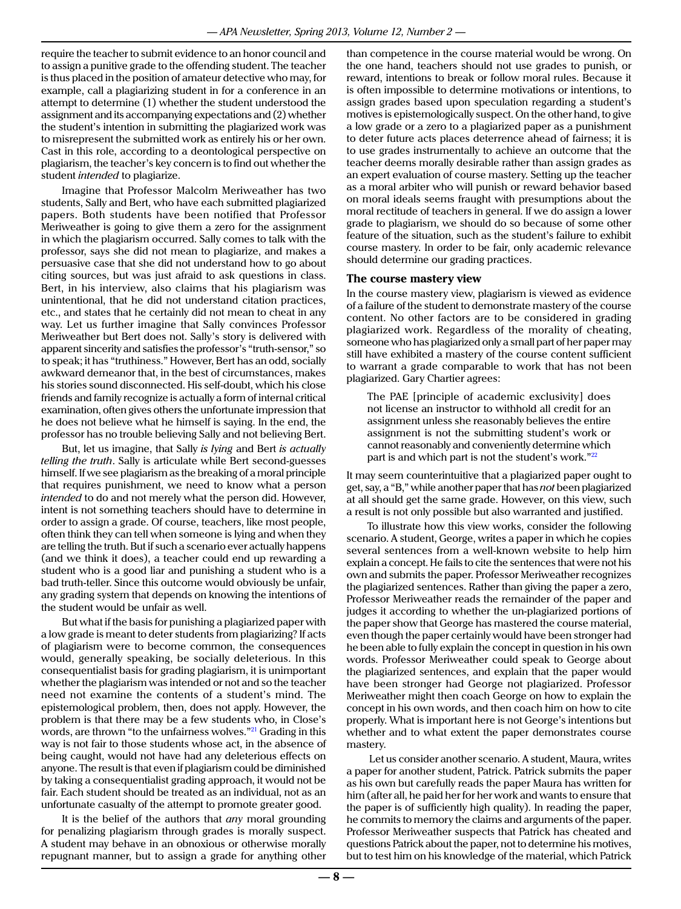require the teacher to submit evidence to an honor council and to assign a punitive grade to the offending student. The teacher is thus placed in the position of amateur detective who may, for example, call a plagiarizing student in for a conference in an attempt to determine (1) whether the student understood the assignment and its accompanying expectations and (2) whether the student's intention in submitting the plagiarized work was to misrepresent the submitted work as entirely his or her own. Cast in this role, according to a deontological perspective on plagiarism, the teacher's key concern is to find out whether the student *intended* to plagiarize.

Imagine that Professor Malcolm Meriweather has two students, Sally and Bert, who have each submitted plagiarized papers. Both students have been notified that Professor Meriweather is going to give them a zero for the assignment in which the plagiarism occurred. Sally comes to talk with the professor, says she did not mean to plagiarize, and makes a persuasive case that she did not understand how to go about citing sources, but was just afraid to ask questions in class. Bert, in his interview, also claims that his plagiarism was unintentional, that he did not understand citation practices, etc., and states that he certainly did not mean to cheat in any way. Let us further imagine that Sally convinces Professor Meriweather but Bert does not. Sally's story is delivered with apparent sincerity and satisfies the professor's "truth-sensor," so to speak; it has "truthiness." However, Bert has an odd, socially awkward demeanor that, in the best of circumstances, makes his stories sound disconnected. His self-doubt, which his close friends and family recognize is actually a form of internal critical examination, often gives others the unfortunate impression that he does not believe what he himself is saying. In the end, the professor has no trouble believing Sally and not believing Bert.

But, let us imagine, that Sally *is lying* and Bert *is actually telling the truth*. Sally is articulate while Bert second-guesses himself. If we see plagiarism as the breaking of a moral principle that requires punishment, we need to know what a person *intended* to do and not merely what the person did. However, intent is not something teachers should have to determine in order to assign a grade. Of course, teachers, like most people, often think they can tell when someone is lying and when they are telling the truth. But if such a scenario ever actually happens (and we think it does), a teacher could end up rewarding a student who is a good liar and punishing a student who is a bad truth-teller. Since this outcome would obviously be unfair, any grading system that depends on knowing the intentions of the student would be unfair as well.

But what if the basis for punishing a plagiarized paper with a low grade is meant to deter students from plagiarizing? If acts of plagiarism were to become common, the consequences would, generally speaking, be socially deleterious. In this consequentialist basis for grading plagiarism, it is unimportant whether the plagiarism was intended or not and so the teacher need not examine the contents of a student's mind. The epistemological problem, then, does not apply. However, the problem is that there may be a few students who, in Close's words, are thrown "to the unfairness wolves."[21] Grading in this way is not fair to those students whose act, in the absence of being caught, would not have had any deleterious effects on anyone. The result is that even if plagiarism could be diminished by taking a consequentialist grading approach, it would not be fair. Each student should be treated as an individual, not as an unfortunate casualty of the attempt to promote greater good.

It is the belief of the authors that *any* moral grounding for penalizing plagiarism through grades is morally suspect. A student may behave in an obnoxious or otherwise morally repugnant manner, but to assign a grade for anything other than competence in the course material would be wrong. On the one hand, teachers should not use grades to punish, or reward, intentions to break or follow moral rules. Because it is often impossible to determine motivations or intentions, to assign grades based upon speculation regarding a student's motives is epistemologically suspect. On the other hand, to give a low grade or a zero to a plagiarized paper as a punishment to deter future acts places deterrence ahead of fairness; it is to use grades instrumentally to achieve an outcome that the teacher deems morally desirable rather than assign grades as an expert evaluation of course mastery. Setting up the teacher as a moral arbiter who will punish or reward behavior based on moral ideals seems fraught with presumptions about the moral rectitude of teachers in general. If we do assign a lower grade to plagiarism, we should do so because of some other feature of the situation, such as the student's failure to exhibit course mastery. In order to be fair, only academic relevance should determine our grading practices.

### The course mastery view

In the course mastery view, plagiarism is viewed as evidence of a failure of the student to demonstrate mastery of the course content. No other factors are to be considered in grading plagiarized work. Regardless of the morality of cheating, someone who has plagiarized only a small part of her paper may still have exhibited a mastery of the course content sufficient to warrant a grade comparable to work that has not been plagiarized. Gary Chartier agrees:

> The PAE [principle of academic exclusivity] does not license an instructor to withhold all credit for an assignment unless she reasonably believes the entire assignment is not the submitting student's work or cannot reasonably and conveniently determine which part is and which part is not the student's work."[22]

It may seem counterintuitive that a plagiarized paper ought to get, say, a "B," while another paper that has *not* been plagiarized at all should get the same grade. However, on this view, such a result is not only possible but also warranted and justified.

To illustrate how this view works, consider the following scenario. A student, George, writes a paper in which he copies several sentences from a well-known website to help him explain a concept. He fails to cite the sentences that were not his own and submits the paper. Professor Meriweather recognizes the plagiarized sentences. Rather than giving the paper a zero, Professor Meriweather reads the remainder of the paper and judges it according to whether the un-plagiarized portions of the paper show that George has mastered the course material, even though the paper certainly would have been stronger had he been able to fully explain the concept in question in his own words. Professor Meriweather could speak to George about the plagiarized sentences, and explain that the paper would have been stronger had George not plagiarized. Professor Meriweather might then coach George on how to explain the concept in his own words, and then coach him on how to cite properly. What is important here is not George's intentions but whether and to what extent the paper demonstrates course mastery.

Let us consider another scenario. A student, Maura, writes a paper for another student, Patrick. Patrick submits the paper as his own but carefully reads the paper Maura has written for him (after all, he paid her for her work and wants to ensure that the paper is of sufficiently high quality). In reading the paper, he commits to memory the claims and arguments of the paper. Professor Meriweather suspects that Patrick has cheated and questions Patrick about the paper, not to determine his motives, but to test him on his knowledge of the material, which Patrick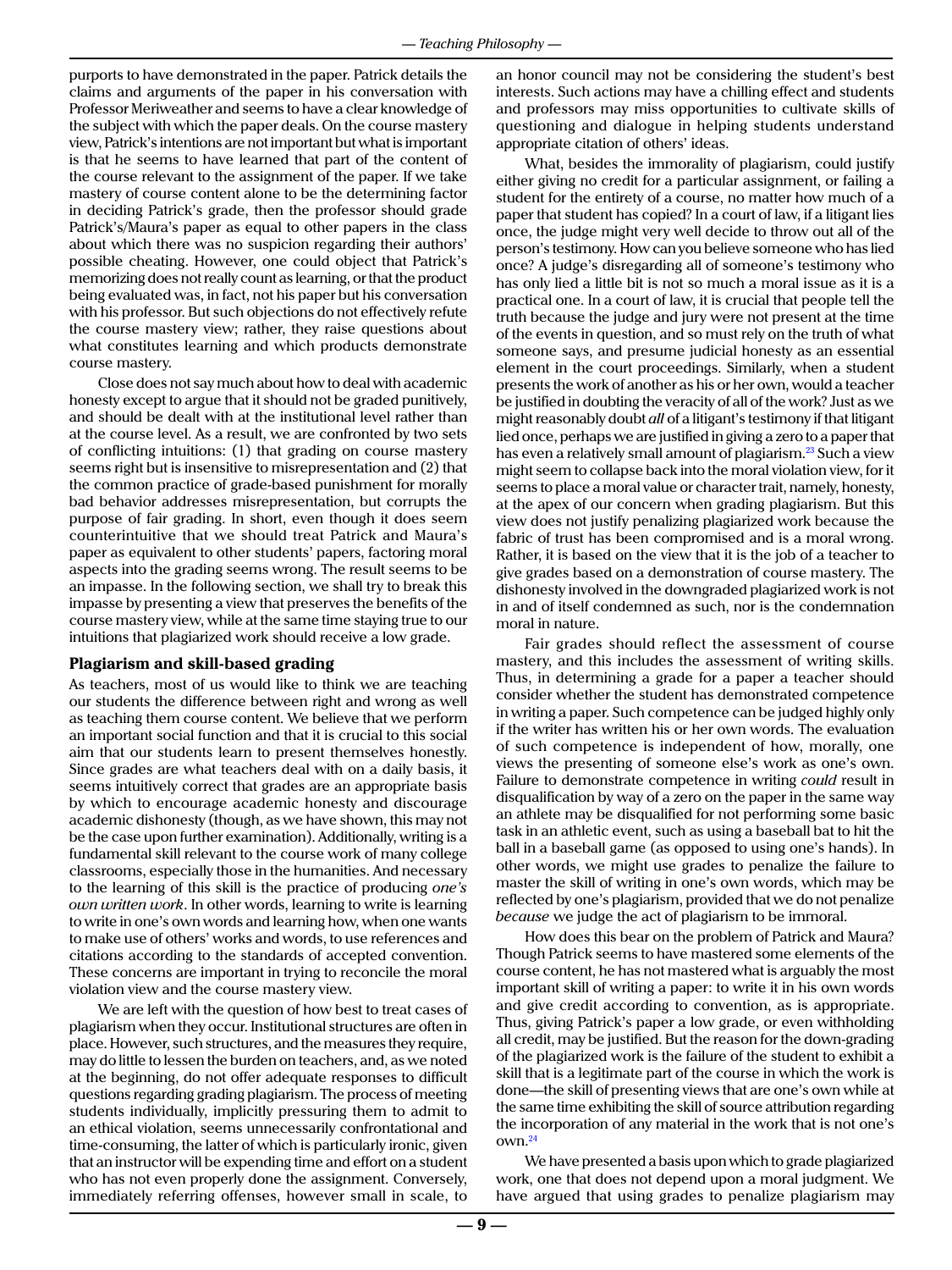purports to have demonstrated in the paper. Patrick details the claims and arguments of the paper in his conversation with Professor Meriweather and seems to have a clear knowledge of the subject with which the paper deals. On the course mastery view, Patrick's intentions are not important but what is important is that he seems to have learned that part of the content of the course relevant to the assignment of the paper. If we take mastery of course content alone to be the determining factor in deciding Patrick's grade, then the professor should grade Patrick's/Maura's paper as equal to other papers in the class about which there was no suspicion regarding their authors' possible cheating. However, one could object that Patrick's memorizing does not really count as learning, or that the product being evaluated was, in fact, not his paper but his conversation with his professor. But such objections do not effectively refute the course mastery view; rather, they raise questions about what constitutes learning and which products demonstrate course mastery.

Close does not say much about how to deal with academic honesty except to argue that it should not be graded punitively, and should be dealt with at the institutional level rather than at the course level. As a result, we are confronted by two sets of conflicting intuitions: (1) that grading on course mastery seems right but is insensitive to misrepresentation and (2) that the common practice of grade-based punishment for morally bad behavior addresses misrepresentation, but corrupts the purpose of fair grading. In short, even though it does seem counterintuitive that we should treat Patrick and Maura's paper as equivalent to other students' papers, factoring moral aspects into the grading seems wrong. The result seems to be an impasse. In the following section, we shall try to break this impasse by presenting a view that preserves the benefits of the course mastery view, while at the same time staying true to our intuitions that plagiarized work should receive a low grade.

## Plagiarism and skill-based grading

As teachers, most of us would like to think we are teaching our students the difference between right and wrong as well as teaching them course content. We believe that we perform an important social function and that it is crucial to this social aim that our students learn to present themselves honestly. Since grades are what teachers deal with on a daily basis, it seems intuitively correct that grades are an appropriate basis by which to encourage academic honesty and discourage academic dishonesty (though, as we have shown, this may not be the case upon further examination). Additionally, writing is a fundamental skill relevant to the course work of many college classrooms, especially those in the humanities. And necessary to the learning of this skill is the practice of producing *one's own written work*. In other words, learning to write is learning to write in one's own words and learning how, when one wants to make use of others' works and words, to use references and citations according to the standards of accepted convention. These concerns are important in trying to reconcile the moral violation view and the course mastery view.

We are left with the question of how best to treat cases of plagiarism when they occur. Institutional structures are often in place. However, such structures, and the measures they require, may do little to lessen the burden on teachers, and, as we noted at the beginning, do not offer adequate responses to difficult questions regarding grading plagiarism. The process of meeting students individually, implicitly pressuring them to admit to an ethical violation, seems unnecessarily confrontational and time-consuming, the latter of which is particularly ironic, given that an instructor will be expending time and effort on a student who has not even properly done the assignment. Conversely, immediately referring offenses, however small in scale, to an honor council may not be considering the student's best interests. Such actions may have a chilling effect and students and professors may miss opportunities to cultivate skills of questioning and dialogue in helping students understand appropriate citation of others' ideas.

What, besides the immorality of plagiarism, could justify either giving no credit for a particular assignment, or failing a student for the entirety of a course, no matter how much of a paper that student has copied? In a court of law, if a litigant lies once, the judge might very well decide to throw out all of the person's testimony. How can you believe someone who has lied once? A judge's disregarding all of someone's testimony who has only lied a little bit is not so much a moral issue as it is a practical one. In a court of law, it is crucial that people tell the truth because the judge and jury were not present at the time of the events in question, and so must rely on the truth of what someone says, and presume judicial honesty as an essential element in the court proceedings. Similarly, when a student presents the work of another as his or her own, would a teacher be justified in doubting the veracity of all of the work? Just as we might reasonably doubt *all* of a litigant's testimony if that litigant lied once, perhaps we are justified in giving a zero to a paper that has even a relatively small amount of plagiarism.[23] Such a view might seem to collapse back into the moral violation view, for it seems to place a moral value or character trait, namely, honesty, at the apex of our concern when grading plagiarism. But this view does not justify penalizing plagiarized work because the fabric of trust has been compromised and is a moral wrong. Rather, it is based on the view that it is the job of a teacher to give grades based on a demonstration of course mastery. The dishonesty involved in the downgraded plagiarized work is not in and of itself condemned as such, nor is the condemnation moral in nature.

Fair grades should reflect the assessment of course mastery, and this includes the assessment of writing skills. Thus, in determining a grade for a paper a teacher should consider whether the student has demonstrated competence in writing a paper. Such competence can be judged highly only if the writer has written his or her own words. The evaluation of such competence is independent of how, morally, one views the presenting of someone else's work as one's own. Failure to demonstrate competence in writing *could* result in disqualification by way of a zero on the paper in the same way an athlete may be disqualified for not performing some basic task in an athletic event, such as using a baseball bat to hit the ball in a baseball game (as opposed to using one's hands). In other words, we might use grades to penalize the failure to master the skill of writing in one's own words, which may be reflected by one's plagiarism, provided that we do not penalize *because* we judge the act of plagiarism to be immoral.

How does this bear on the problem of Patrick and Maura? Though Patrick seems to have mastered some elements of the course content, he has not mastered what is arguably the most important skill of writing a paper: to write it in his own words and give credit according to convention, as is appropriate. Thus, giving Patrick's paper a low grade, or even withholding all credit, may be justified. But the reason for the down-grading of the plagiarized work is the failure of the student to exhibit a skill that is a legitimate part of the course in which the work is done—the skill of presenting views that are one's own while at the same time exhibiting the skill of source attribution regarding the incorporation of any material in the work that is not one's own.[24]

We have presented a basis upon which to grade plagiarized work, one that does not depend upon a moral judgment. We have argued that using grades to penalize plagiarism may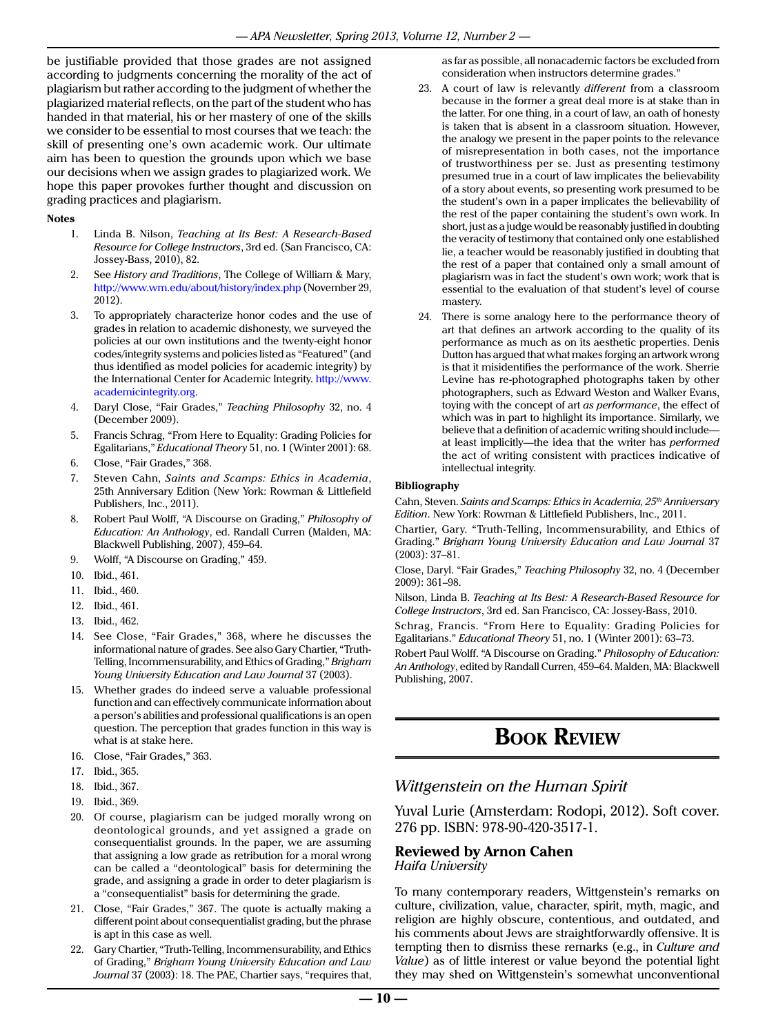be justifiable provided that those grades are not assigned according to judgments concerning the morality of the act of plagiarism but rather according to the judgment of whether the plagiarized material reflects, on the part of the student who has handed in that material, his or her mastery of one of the skills we consider to be essential to most courses that we teach: the skill of presenting one's own academic work. Our ultimate aim has been to question the grounds upon which we base our decisions when we assign grades to plagiarized work. We hope this paper provokes further thought and discussion on grading practices and plagiarism.

**Notes**

1. Linda B. Nilson, *Teaching at Its Best: A Research-Based Resource for College Instructors*, 3rd ed. (San Francisco, CA: Jossey-Bass, 2010), 82.
2. See *History and Traditions*, The College of William & Mary, http://www.wm.edu/about/history/index.php (November 29, 2012).
3. To appropriately characterize honor codes and the use of grades in relation to academic dishonesty, we surveyed the policies at our own institutions and the twenty-eight honor codes/integrity systems and policies listed as "Featured" (and thus identified as model policies for academic integrity) by the International Center for Academic Integrity. http://www.academicintegrity.org.
4. Daryl Close, "Fair Grades," *Teaching Philosophy* 32, no. 4 (December 2009).
5. Francis Schrag, "From Here to Equality: Grading Policies for Egalitarians," *Educational Theory* 51, no. 1 (Winter 2001): 68.
6. Close, "Fair Grades," 368.
7. Steven Cahn, *Saints and Scamps: Ethics in Academia*, 25th Anniversary Edition (New York: Rowman & Littlefield Publishers, Inc., 2011).
8. Robert Paul Wolff, "A Discourse on Grading," *Philosophy of Education: An Anthology*, ed. Randall Curren (Malden, MA: Blackwell Publishing, 2007), 459–64.
9. Wolff, "A Discourse on Grading," 459.
10. Ibid., 461.
11. Ibid., 460.
12. Ibid., 461.
13. Ibid., 462.
14. See Close, "Fair Grades," 368, where he discusses the informational nature of grades. See also Gary Chartier, "Truth-Telling, Incommensurability, and Ethics of Grading," *Brigham Young University Education and Law Journal* 37 (2003).
15. Whether grades do indeed serve a valuable professional function and can effectively communicate information about a person's abilities and professional qualifications is an open question. The perception that grades function in this way is what is at stake here.
16. Close, "Fair Grades," 363.
17. Ibid., 365.
18. Ibid., 367.
19. Ibid., 369.
20. Of course, plagiarism can be judged morally wrong on deontological grounds, and yet assigned a grade on consequentialist grounds. In the paper, we are assuming that assigning a low grade as retribution for a moral wrong can be called a "deontological" basis for determining the grade, and assigning a grade in order to deter plagiarism is a "consequentialist" basis for determining the grade.
21. Close, "Fair Grades," 367. The quote is actually making a different point about consequentialist grading, but the phrase is apt in this case as well.
22. Gary Chartier, "Truth-Telling, Incommensurability, and Ethics of Grading," *Brigham Young University Education and Law Journal* 37 (2003): 18. The PAE, Chartier says, "requires that, as far as possible, all nonacademic factors be excluded from consideration when instructors determine grades."
23. A court of law is relevantly *different* from a classroom because in the former a great deal more is at stake than in the latter. For one thing, in a court of law, an oath of honesty is taken that is absent in a classroom situation. However, the analogy we present in the paper points to the relevance of misrepresentation in both cases, not the importance of trustworthiness per se. Just as presenting testimony presumed true in a court of law implicates the believability of a story about events, so presenting work presumed to be the student's own in a paper implicates the believability of the rest of the paper containing the student's own work. In short, just as a judge would be reasonably justified in doubting the veracity of testimony that contained only one established lie, a teacher would be reasonably justified in doubting that the rest of a paper that contained only a small amount of plagiarism was in fact the student's own work; work that is essential to the evaluation of that student's level of course mastery.
24. There is some analogy here to the performance theory of art that defines an artwork according to the quality of its performance as much as on its aesthetic properties. Denis Dutton has argued that what makes forging an artwork wrong is that it misidentifies the performance of the work. Sherrie Levine has re-photographed photographs taken by other photographers, such as Edward Weston and Walker Evans, toying with the concept of art *as performance*, the effect of which was in part to highlight its importance. Similarly, we believe that a definition of academic writing should include—at least implicitly—the idea that the writer has *performed* the act of writing consistent with practices indicative of intellectual integrity.

**Bibliography**

Cahn, Steven. *Saints and Scamps: Ethics in Academia, 25th Anniversary Edition*. New York: Rowman & Littlefield Publishers, Inc., 2011.

Chartier, Gary. "Truth-Telling, Incommensurability, and Ethics of Grading." *Brigham Young University Education and Law Journal* 37 (2003): 37–81.

Close, Daryl. "Fair Grades," *Teaching Philosophy* 32, no. 4 (December 2009): 361–98.

Nilson, Linda B. *Teaching at Its Best: A Research-Based Resource for College Instructors*, 3rd ed. San Francisco, CA: Jossey-Bass, 2010.

Schrag, Francis. "From Here to Equality: Grading Policies for Egalitarians." *Educational Theory* 51, no. 1 (Winter 2001): 63–73.

Robert Paul Wolff. "A Discourse on Grading." *Philosophy of Education: An Anthology*, edited by Randall Curren, 459–64. Malden, MA: Blackwell Publishing, 2007.

# Book Review

## *Wittgenstein on the Human Spirit*

Yuval Lurie (Amsterdam: Rodopi, 2012). Soft cover. 276 pp. ISBN: 978-90-420-3517-1.

### Reviewed by Arnon Cahen
*Haifa University*

To many contemporary readers, Wittgenstein's remarks on culture, civilization, value, character, spirit, myth, magic, and religion are highly obscure, contentious, and outdated, and his comments about Jews are straightforwardly offensive. It is tempting then to dismiss these remarks (e.g., in *Culture and Value*) as of little interest or value beyond the potential light they may shed on Wittgenstein's somewhat unconventional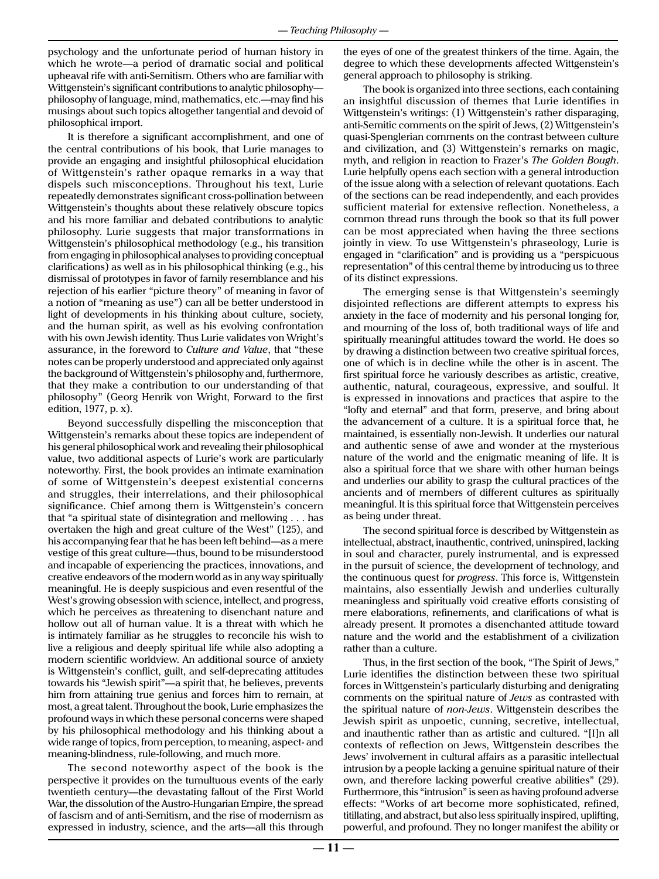psychology and the unfortunate period of human history in which he wrote—a period of dramatic social and political upheaval rife with anti-Semitism. Others who are familiar with Wittgenstein's significant contributions to analytic philosophy—philosophy of language, mind, mathematics, etc.—may find his musings about such topics altogether tangential and devoid of philosophical import.

It is therefore a significant accomplishment, and one of the central contributions of his book, that Lurie manages to provide an engaging and insightful philosophical elucidation of Wittgenstein's rather opaque remarks in a way that dispels such misconceptions. Throughout his text, Lurie repeatedly demonstrates significant cross-pollination between Wittgenstein's thoughts about these relatively obscure topics and his more familiar and debated contributions to analytic philosophy. Lurie suggests that major transformations in Wittgenstein's philosophical methodology (e.g., his transition from engaging in philosophical analyses to providing conceptual clarifications) as well as in his philosophical thinking (e.g., his dismissal of prototypes in favor of family resemblance and his rejection of his earlier "picture theory" of meaning in favor of a notion of "meaning as use") can all be better understood in light of developments in his thinking about culture, society, and the human spirit, as well as his evolving confrontation with his own Jewish identity. Thus Lurie validates von Wright's assurance, in the foreword to *Culture and Value*, that "these notes can be properly understood and appreciated only against the background of Wittgenstein's philosophy and, furthermore, that they make a contribution to our understanding of that philosophy" (Georg Henrik von Wright, Forward to the first edition, 1977, p. x).

Beyond successfully dispelling the misconception that Wittgenstein's remarks about these topics are independent of his general philosophical work and revealing their philosophical value, two additional aspects of Lurie's work are particularly noteworthy. First, the book provides an intimate examination of some of Wittgenstein's deepest existential concerns and struggles, their interrelations, and their philosophical significance. Chief among them is Wittgenstein's concern that "a spiritual state of disintegration and mellowing . . . has overtaken the high and great culture of the West" (125), and his accompanying fear that he has been left behind—as a mere vestige of this great culture—thus, bound to be misunderstood and incapable of experiencing the practices, innovations, and creative endeavors of the modern world as in any way spiritually meaningful. He is deeply suspicious and even resentful of the West's growing obsession with science, intellect, and progress, which he perceives as threatening to disenchant nature and hollow out all of human value. It is a threat with which he is intimately familiar as he struggles to reconcile his wish to live a religious and deeply spiritual life while also adopting a modern scientific worldview. An additional source of anxiety is Wittgenstein's conflict, guilt, and self-deprecating attitudes towards his "Jewish spirit"—a spirit that, he believes, prevents him from attaining true genius and forces him to remain, at most, a great talent. Throughout the book, Lurie emphasizes the profound ways in which these personal concerns were shaped by his philosophical methodology and his thinking about a wide range of topics, from perception, to meaning, aspect- and meaning-blindness, rule-following, and much more.

The second noteworthy aspect of the book is the perspective it provides on the tumultuous events of the early twentieth century—the devastating fallout of the First World War, the dissolution of the Austro-Hungarian Empire, the spread of fascism and of anti-Semitism, and the rise of modernism as expressed in industry, science, and the arts—all this through the eyes of one of the greatest thinkers of the time. Again, the degree to which these developments affected Wittgenstein's general approach to philosophy is striking.

The book is organized into three sections, each containing an insightful discussion of themes that Lurie identifies in Wittgenstein's writings: (1) Wittgenstein's rather disparaging, anti-Semitic comments on the spirit of Jews, (2) Wittgenstein's quasi-Spenglerian comments on the contrast between culture and civilization, and (3) Wittgenstein's remarks on magic, myth, and religion in reaction to Frazer's *The Golden Bough*. Lurie helpfully opens each section with a general introduction of the issue along with a selection of relevant quotations. Each of the sections can be read independently, and each provides sufficient material for extensive reflection. Nonetheless, a common thread runs through the book so that its full power can be most appreciated when having the three sections jointly in view. To use Wittgenstein's phraseology, Lurie is engaged in "clarification" and is providing us a "perspicuous representation" of this central theme by introducing us to three of its distinct expressions.

The emerging sense is that Wittgenstein's seemingly disjointed reflections are different attempts to express his anxiety in the face of modernity and his personal longing for, and mourning of the loss of, both traditional ways of life and spiritually meaningful attitudes toward the world. He does so by drawing a distinction between two creative spiritual forces, one of which is in decline while the other is in ascent. The first spiritual force he variously describes as artistic, creative, authentic, natural, courageous, expressive, and soulful. It is expressed in innovations and practices that aspire to the "lofty and eternal" and that form, preserve, and bring about the advancement of a culture. It is a spiritual force that, he maintained, is essentially non-Jewish. It underlies our natural and authentic sense of awe and wonder at the mysterious nature of the world and the enigmatic meaning of life. It is also a spiritual force that we share with other human beings and underlies our ability to grasp the cultural practices of the ancients and of members of different cultures as spiritually meaningful. It is this spiritual force that Wittgenstein perceives as being under threat.

The second spiritual force is described by Wittgenstein as intellectual, abstract, inauthentic, contrived, uninspired, lacking in soul and character, purely instrumental, and is expressed in the pursuit of science, the development of technology, and the continuous quest for *progress*. This force is, Wittgenstein maintains, also essentially Jewish and underlies culturally meaningless and spiritually void creative efforts consisting of mere elaborations, refinements, and clarifications of what is already present. It promotes a disenchanted attitude toward nature and the world and the establishment of a civilization rather than a culture.

Thus, in the first section of the book, "The Spirit of Jews," Lurie identifies the distinction between these two spiritual forces in Wittgenstein's particularly disturbing and denigrating comments on the spiritual nature of *Jews* as contrasted with the spiritual nature of *non-Jews*. Wittgenstein describes the Jewish spirit as unpoetic, cunning, secretive, intellectual, and inauthentic rather than as artistic and cultured. "[I]n all contexts of reflection on Jews, Wittgenstein describes the Jews' involvement in cultural affairs as a parasitic intellectual intrusion by a people lacking a genuine spiritual nature of their own, and therefore lacking powerful creative abilities" (29). Furthermore, this "intrusion" is seen as having profound adverse effects: "Works of art become more sophisticated, refined, titillating, and abstract, but also less spiritually inspired, uplifting, powerful, and profound. They no longer manifest the ability or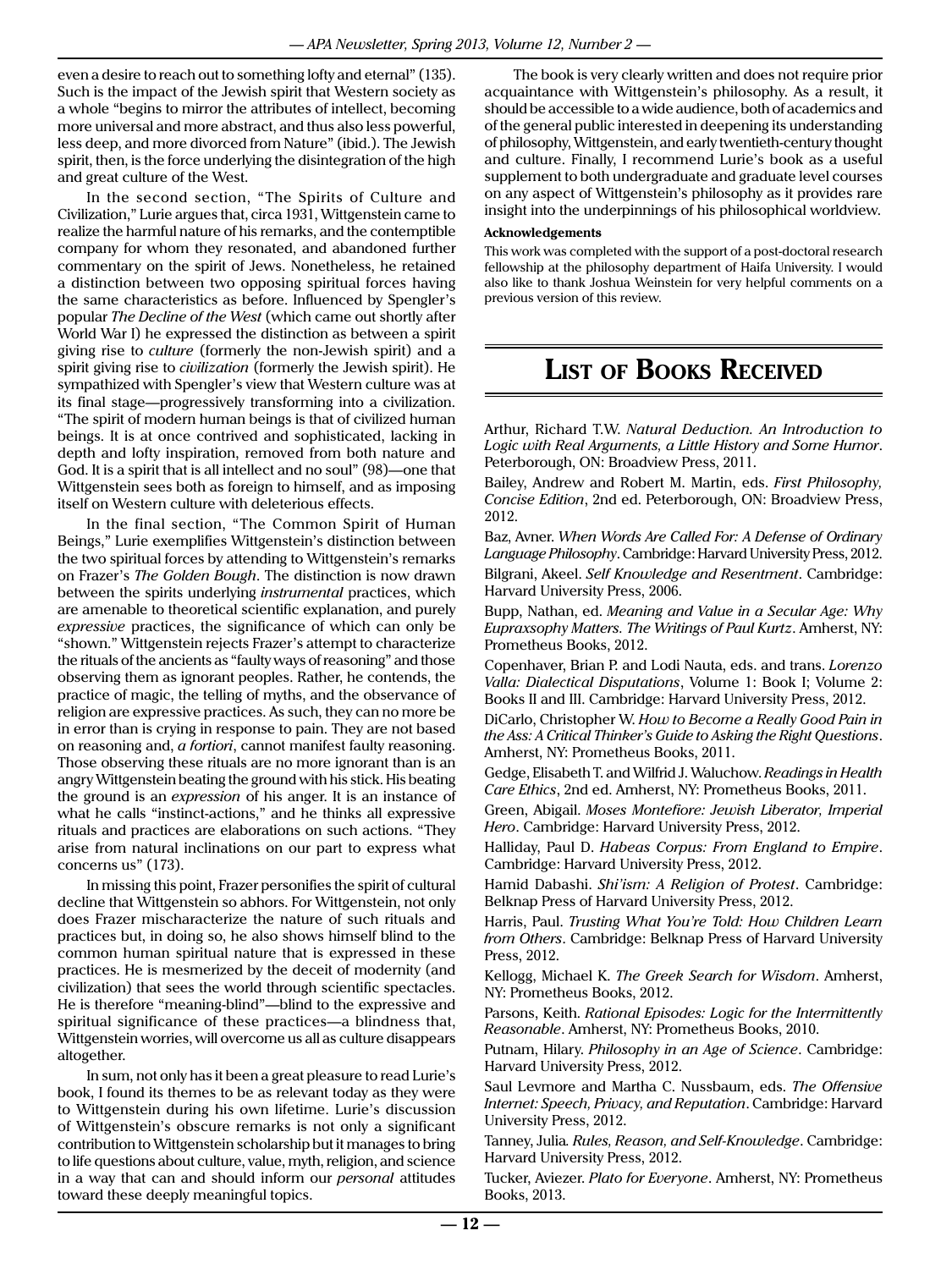even a desire to reach out to something lofty and eternal" (135). Such is the impact of the Jewish spirit that Western society as a whole "begins to mirror the attributes of intellect, becoming more universal and more abstract, and thus also less powerful, less deep, and more divorced from Nature" (ibid.). The Jewish spirit, then, is the force underlying the disintegration of the high and great culture of the West.

In the second section, "The Spirits of Culture and Civilization," Lurie argues that, circa 1931, Wittgenstein came to realize the harmful nature of his remarks, and the contemptible company for whom they resonated, and abandoned further commentary on the spirit of Jews. Nonetheless, he retained a distinction between two opposing spiritual forces having the same characteristics as before. Influenced by Spengler's popular *The Decline of the West* (which came out shortly after World War I) he expressed the distinction as between a spirit giving rise to *culture* (formerly the non-Jewish spirit) and a spirit giving rise to *civilization* (formerly the Jewish spirit). He sympathized with Spengler's view that Western culture was at its final stage—progressively transforming into a civilization. "The spirit of modern human beings is that of civilized human beings. It is at once contrived and sophisticated, lacking in depth and lofty inspiration, removed from both nature and God. It is a spirit that is all intellect and no soul" (98)—one that Wittgenstein sees both as foreign to himself, and as imposing itself on Western culture with deleterious effects.

In the final section, "The Common Spirit of Human Beings," Lurie exemplifies Wittgenstein's distinction between the two spiritual forces by attending to Wittgenstein's remarks on Frazer's *The Golden Bough*. The distinction is now drawn between the spirits underlying *instrumental* practices, which are amenable to theoretical scientific explanation, and purely *expressive* practices, the significance of which can only be "shown." Wittgenstein rejects Frazer's attempt to characterize the rituals of the ancients as "faulty ways of reasoning" and those observing them as ignorant peoples. Rather, he contends, the practice of magic, the telling of myths, and the observance of religion are expressive practices. As such, they can no more be in error than is crying in response to pain. They are not based on reasoning and, *a fortiori*, cannot manifest faulty reasoning. Those observing these rituals are no more ignorant than is an angry Wittgenstein beating the ground with his stick. His beating the ground is an *expression* of his anger. It is an instance of what he calls "instinct-actions," and he thinks all expressive rituals and practices are elaborations on such actions. "They arise from natural inclinations on our part to express what concerns us" (173).

In missing this point, Frazer personifies the spirit of cultural decline that Wittgenstein so abhors. For Wittgenstein, not only does Frazer mischaracterize the nature of such rituals and practices but, in doing so, he also shows himself blind to the common human spiritual nature that is expressed in these practices. He is mesmerized by the deceit of modernity (and civilization) that sees the world through scientific spectacles. He is therefore "meaning-blind"—blind to the expressive and spiritual significance of these practices—a blindness that, Wittgenstein worries, will overcome us all as culture disappears altogether.

In sum, not only has it been a great pleasure to read Lurie's book, I found its themes to be as relevant today as they were to Wittgenstein during his own lifetime. Lurie's discussion of Wittgenstein's obscure remarks is not only a significant contribution to Wittgenstein scholarship but it manages to bring to life questions about culture, value, myth, religion, and science in a way that can and should inform our *personal* attitudes toward these deeply meaningful topics.

The book is very clearly written and does not require prior acquaintance with Wittgenstein's philosophy. As a result, it should be accessible to a wide audience, both of academics and of the general public interested in deepening its understanding of philosophy, Wittgenstein, and early twentieth-century thought and culture. Finally, I recommend Lurie's book as a useful supplement to both undergraduate and graduate level courses on any aspect of Wittgenstein's philosophy as it provides rare insight into the underpinnings of his philosophical worldview.

**Acknowledgements**

This work was completed with the support of a post-doctoral research fellowship at the philosophy department of Haifa University. I would also like to thank Joshua Weinstein for very helpful comments on a previous version of this review.

# List of Books Received

Arthur, Richard T.W. *Natural Deduction. An Introduction to Logic with Real Arguments, a Little History and Some Humor*. Peterborough, ON: Broadview Press, 2011.

Bailey, Andrew and Robert M. Martin, eds. *First Philosophy, Concise Edition*, 2nd ed. Peterborough, ON: Broadview Press, 2012.

Baz, Avner. *When Words Are Called For: A Defense of Ordinary Language Philosophy*. Cambridge: Harvard University Press, 2012.

Bilgrani, Akeel. *Self Knowledge and Resentment*. Cambridge: Harvard University Press, 2006.

Bupp, Nathan, ed. *Meaning and Value in a Secular Age: Why Eupraxsophy Matters. The Writings of Paul Kurtz*. Amherst, NY: Prometheus Books, 2012.

Copenhaver, Brian P. and Lodi Nauta, eds. and trans. *Lorenzo Valla: Dialectical Disputations*, Volume 1: Book I; Volume 2: Books II and III. Cambridge: Harvard University Press, 2012.

DiCarlo, Christopher W. *How to Become a Really Good Pain in the Ass: A Critical Thinker's Guide to Asking the Right Questions*. Amherst, NY: Prometheus Books, 2011.

Gedge, Elisabeth T. and Wilfrid J. Waluchow. *Readings in Health Care Ethics*, 2nd ed. Amherst, NY: Prometheus Books, 2011.

Green, Abigail. *Moses Montefiore: Jewish Liberator, Imperial Hero*. Cambridge: Harvard University Press, 2012.

Halliday, Paul D. *Habeas Corpus: From England to Empire*. Cambridge: Harvard University Press, 2012.

Hamid Dabashi. *Shi'ism: A Religion of Protest*. Cambridge: Belknap Press of Harvard University Press, 2012.

Harris, Paul. *Trusting What You're Told: How Children Learn from Others*. Cambridge: Belknap Press of Harvard University Press, 2012.

Kellogg, Michael K. *The Greek Search for Wisdom*. Amherst, NY: Prometheus Books, 2012.

Parsons, Keith. *Rational Episodes: Logic for the Intermittently Reasonable*. Amherst, NY: Prometheus Books, 2010.

Putnam, Hilary. *Philosophy in an Age of Science*. Cambridge: Harvard University Press, 2012.

Saul Levmore and Martha C. Nussbaum, eds. *The Offensive Internet: Speech, Privacy, and Reputation*. Cambridge: Harvard University Press, 2012.

Tanney, Julia. *Rules, Reason, and Self-Knowledge*. Cambridge: Harvard University Press, 2012.

Tucker, Aviezer. *Plato for Everyone*. Amherst, NY: Prometheus Books, 2013.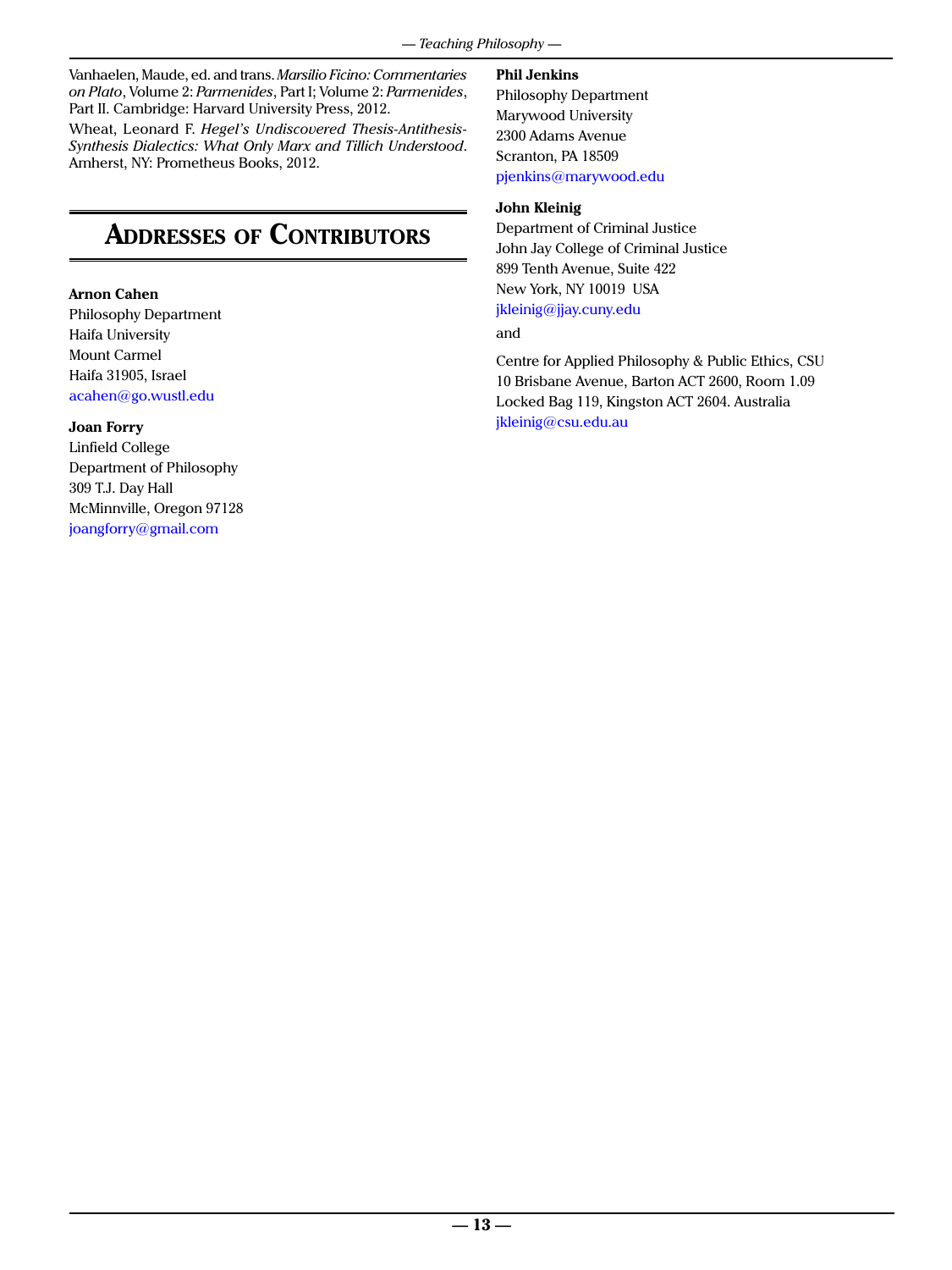Vanhaelen, Maude, ed. and trans. *Marsilio Ficino: Commentaries on Plato*, Volume 2: *Parmenides*, Part I; Volume 2: *Parmenides*, Part II. Cambridge: Harvard University Press, 2012.

Wheat, Leonard F. *Hegel's Undiscovered Thesis-Antithesis-Synthesis Dialectics: What Only Marx and Tillich Understood*. Amherst, NY: Prometheus Books, 2012.

## Addresses of Contributors

**Arnon Cahen**
Philosophy Department
Haifa University
Mount Carmel
Haifa 31905, Israel
acahen@go.wustl.edu

**Joan Forry**
Linfield College
Department of Philosophy
309 T.J. Day Hall
McMinnville, Oregon 97128
joangforry@gmail.com

**Phil Jenkins**
Philosophy Department
Marywood University
2300 Adams Avenue
Scranton, PA 18509
pjenkins@marywood.edu

**John Kleinig**
Department of Criminal Justice
John Jay College of Criminal Justice
899 Tenth Avenue, Suite 422
New York, NY 10019 USA
jkleinig@jjay.cuny.edu

and

Centre for Applied Philosophy & Public Ethics, CSU
10 Brisbane Avenue, Barton ACT 2600, Room 1.09
Locked Bag 119, Kingston ACT 2604. Australia
jkleinig@csu.edu.au